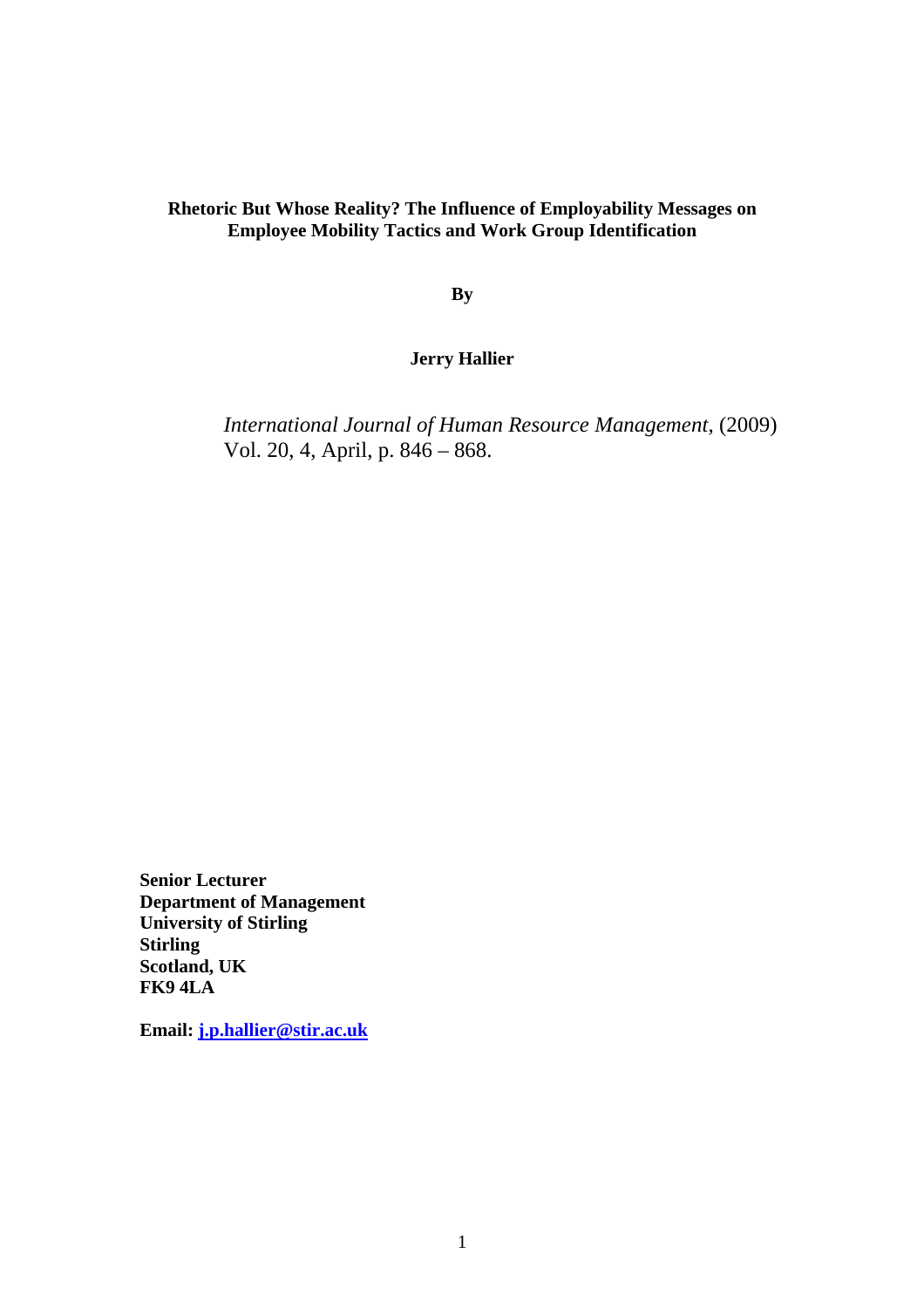**Rhetoric But Whose Reality? The Influence of Employability Messages on Employee Mobility Tactics and Work Group Identification**

**By**

**Jerry Hallier**

*International Journal of Human Resource Management*, (2009) Vol. 20, 4, April, p. 846 – 868.

**Senior Lecturer**
**Department of Management**
**University of Stirling**
**Stirling**
**Scotland, UK**
**FK9 4LA**

**Email: j.p.hallier@stir.ac.uk**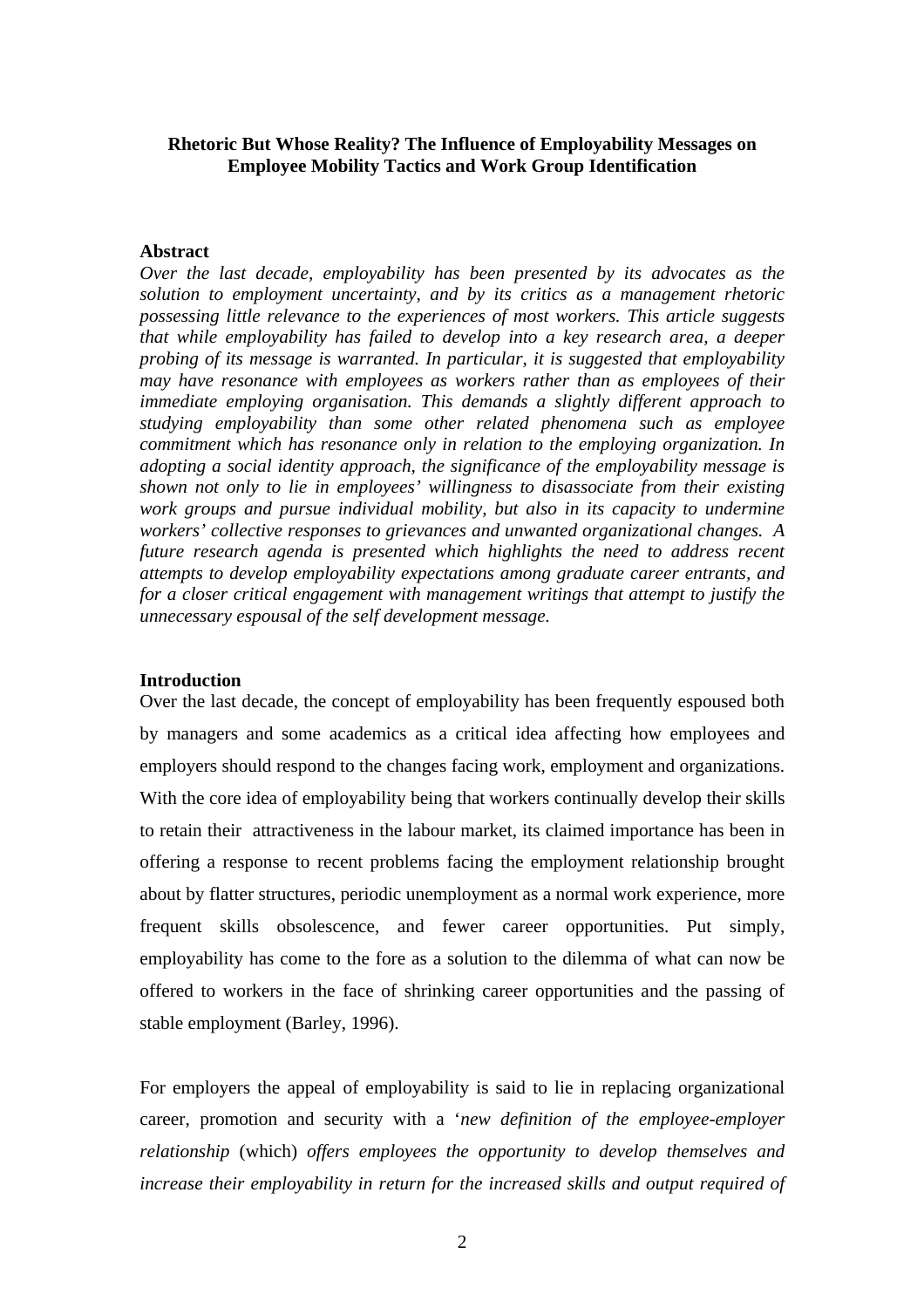**Rhetoric But Whose Reality? The Influence of Employability Messages on Employee Mobility Tactics and Work Group Identification**

**Abstract**

*Over the last decade, employability has been presented by its advocates as the solution to employment uncertainty, and by its critics as a management rhetoric possessing little relevance to the experiences of most workers. This article suggests that while employability has failed to develop into a key research area, a deeper probing of its message is warranted. In particular, it is suggested that employability may have resonance with employees as workers rather than as employees of their immediate employing organisation. This demands a slightly different approach to studying employability than some other related phenomena such as employee commitment which has resonance only in relation to the employing organization. In adopting a social identity approach, the significance of the employability message is shown not only to lie in employees' willingness to disassociate from their existing work groups and pursue individual mobility, but also in its capacity to undermine workers' collective responses to grievances and unwanted organizational changes. A future research agenda is presented which highlights the need to address recent attempts to develop employability expectations among graduate career entrants, and for a closer critical engagement with management writings that attempt to justify the unnecessary espousal of the self development message.*

**Introduction**

Over the last decade, the concept of employability has been frequently espoused both by managers and some academics as a critical idea affecting how employees and employers should respond to the changes facing work, employment and organizations. With the core idea of employability being that workers continually develop their skills to retain their attractiveness in the labour market, its claimed importance has been in offering a response to recent problems facing the employment relationship brought about by flatter structures, periodic unemployment as a normal work experience, more frequent skills obsolescence, and fewer career opportunities. Put simply, employability has come to the fore as a solution to the dilemma of what can now be offered to workers in the face of shrinking career opportunities and the passing of stable employment (Barley, 1996).

For employers the appeal of employability is said to lie in replacing organizational career, promotion and security with a '*new definition of the employee-employer relationship* (which) *offers employees the opportunity to develop themselves and increase their employability in return for the increased skills and output required of*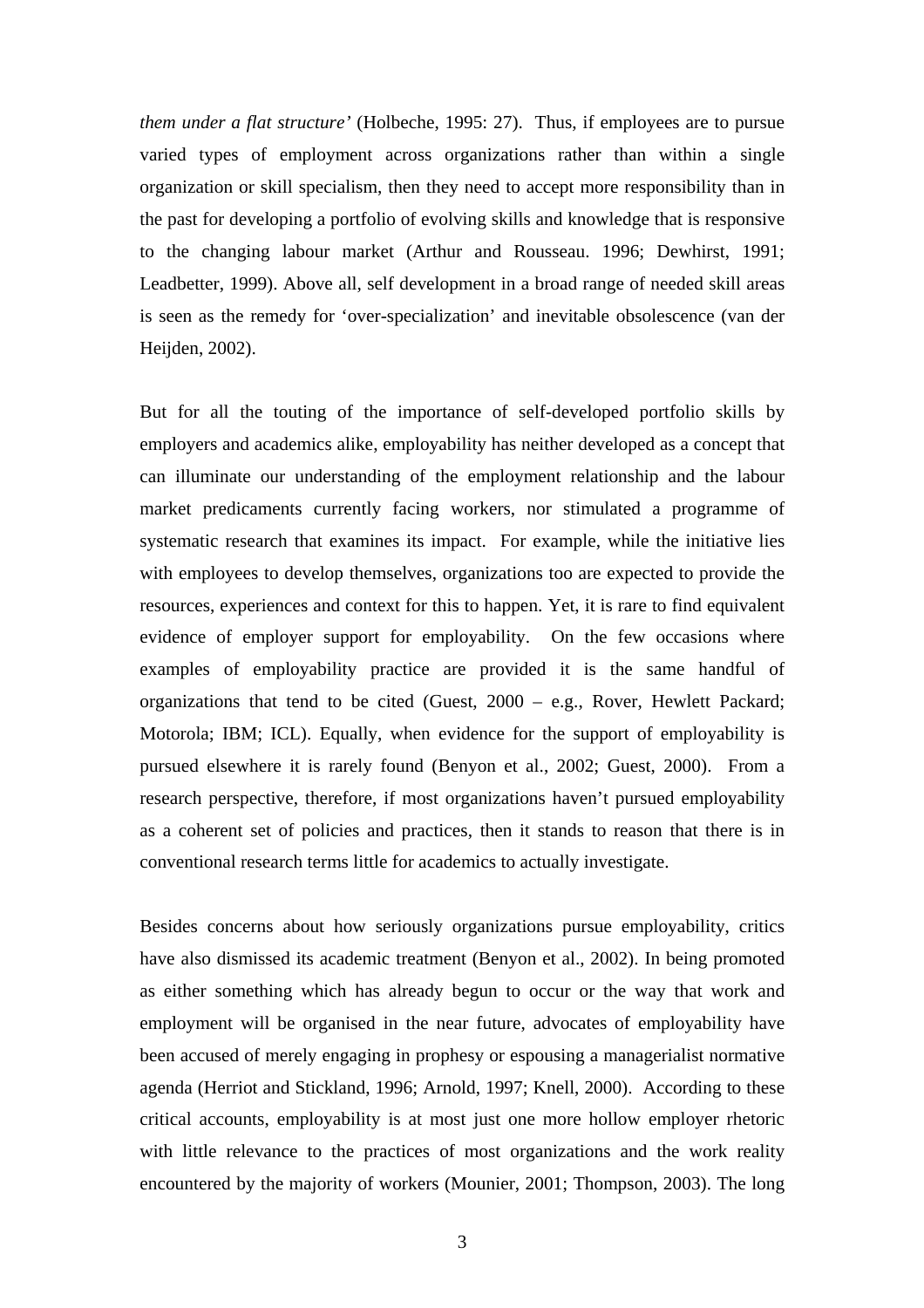*them under a flat structure'* (Holbeche, 1995: 27). Thus, if employees are to pursue varied types of employment across organizations rather than within a single organization or skill specialism, then they need to accept more responsibility than in the past for developing a portfolio of evolving skills and knowledge that is responsive to the changing labour market (Arthur and Rousseau. 1996; Dewhirst, 1991; Leadbetter, 1999). Above all, self development in a broad range of needed skill areas is seen as the remedy for 'over-specialization' and inevitable obsolescence (van der Heijden, 2002).

But for all the touting of the importance of self-developed portfolio skills by employers and academics alike, employability has neither developed as a concept that can illuminate our understanding of the employment relationship and the labour market predicaments currently facing workers, nor stimulated a programme of systematic research that examines its impact. For example, while the initiative lies with employees to develop themselves, organizations too are expected to provide the resources, experiences and context for this to happen. Yet, it is rare to find equivalent evidence of employer support for employability. On the few occasions where examples of employability practice are provided it is the same handful of organizations that tend to be cited (Guest, 2000 – e.g., Rover, Hewlett Packard; Motorola; IBM; ICL). Equally, when evidence for the support of employability is pursued elsewhere it is rarely found (Benyon et al., 2002; Guest, 2000). From a research perspective, therefore, if most organizations haven't pursued employability as a coherent set of policies and practices, then it stands to reason that there is in conventional research terms little for academics to actually investigate.

Besides concerns about how seriously organizations pursue employability, critics have also dismissed its academic treatment (Benyon et al., 2002). In being promoted as either something which has already begun to occur or the way that work and employment will be organised in the near future, advocates of employability have been accused of merely engaging in prophesy or espousing a managerialist normative agenda (Herriot and Stickland, 1996; Arnold, 1997; Knell, 2000). According to these critical accounts, employability is at most just one more hollow employer rhetoric with little relevance to the practices of most organizations and the work reality encountered by the majority of workers (Mounier, 2001; Thompson, 2003). The long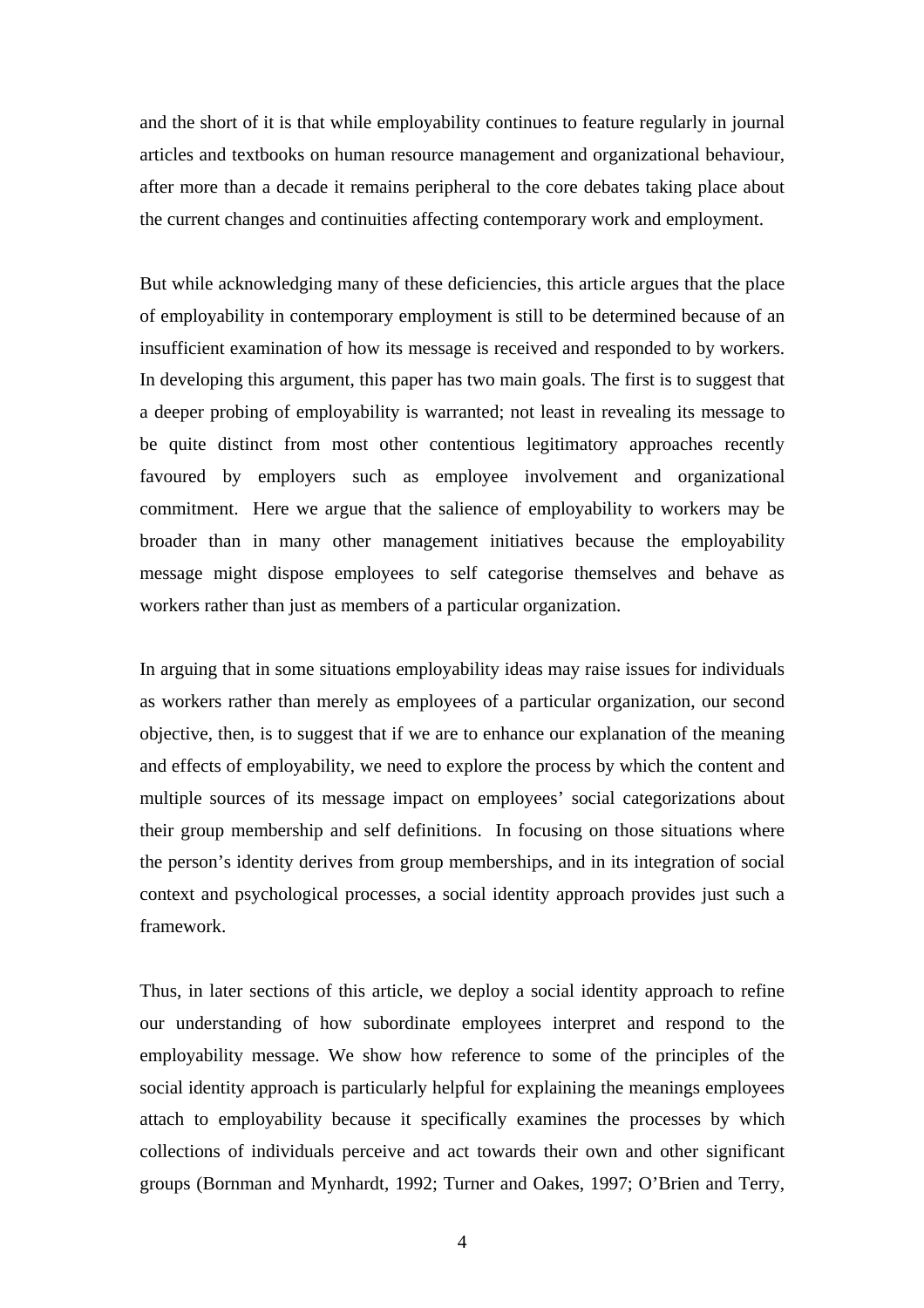and the short of it is that while employability continues to feature regularly in journal articles and textbooks on human resource management and organizational behaviour, after more than a decade it remains peripheral to the core debates taking place about the current changes and continuities affecting contemporary work and employment.

But while acknowledging many of these deficiencies, this article argues that the place of employability in contemporary employment is still to be determined because of an insufficient examination of how its message is received and responded to by workers. In developing this argument, this paper has two main goals. The first is to suggest that a deeper probing of employability is warranted; not least in revealing its message to be quite distinct from most other contentious legitimatory approaches recently favoured by employers such as employee involvement and organizational commitment. Here we argue that the salience of employability to workers may be broader than in many other management initiatives because the employability message might dispose employees to self categorise themselves and behave as workers rather than just as members of a particular organization.

In arguing that in some situations employability ideas may raise issues for individuals as workers rather than merely as employees of a particular organization, our second objective, then, is to suggest that if we are to enhance our explanation of the meaning and effects of employability, we need to explore the process by which the content and multiple sources of its message impact on employees' social categorizations about their group membership and self definitions. In focusing on those situations where the person's identity derives from group memberships, and in its integration of social context and psychological processes, a social identity approach provides just such a framework.

Thus, in later sections of this article, we deploy a social identity approach to refine our understanding of how subordinate employees interpret and respond to the employability message. We show how reference to some of the principles of the social identity approach is particularly helpful for explaining the meanings employees attach to employability because it specifically examines the processes by which collections of individuals perceive and act towards their own and other significant groups (Bornman and Mynhardt, 1992; Turner and Oakes, 1997; O'Brien and Terry,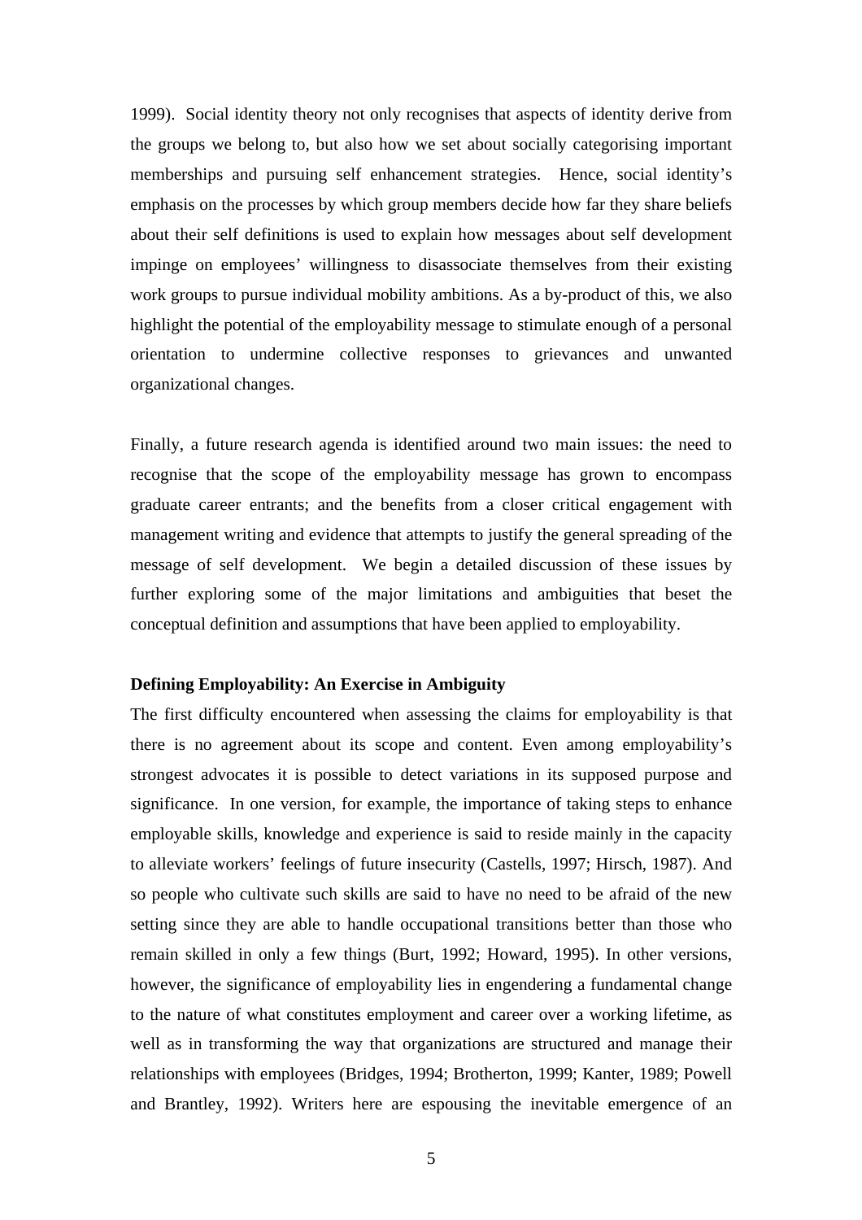1999). Social identity theory not only recognises that aspects of identity derive from the groups we belong to, but also how we set about socially categorising important memberships and pursuing self enhancement strategies. Hence, social identity's emphasis on the processes by which group members decide how far they share beliefs about their self definitions is used to explain how messages about self development impinge on employees' willingness to disassociate themselves from their existing work groups to pursue individual mobility ambitions. As a by-product of this, we also highlight the potential of the employability message to stimulate enough of a personal orientation to undermine collective responses to grievances and unwanted organizational changes.

Finally, a future research agenda is identified around two main issues: the need to recognise that the scope of the employability message has grown to encompass graduate career entrants; and the benefits from a closer critical engagement with management writing and evidence that attempts to justify the general spreading of the message of self development. We begin a detailed discussion of these issues by further exploring some of the major limitations and ambiguities that beset the conceptual definition and assumptions that have been applied to employability.

**Defining Employability: An Exercise in Ambiguity**

The first difficulty encountered when assessing the claims for employability is that there is no agreement about its scope and content. Even among employability's strongest advocates it is possible to detect variations in its supposed purpose and significance. In one version, for example, the importance of taking steps to enhance employable skills, knowledge and experience is said to reside mainly in the capacity to alleviate workers' feelings of future insecurity (Castells, 1997; Hirsch, 1987). And so people who cultivate such skills are said to have no need to be afraid of the new setting since they are able to handle occupational transitions better than those who remain skilled in only a few things (Burt, 1992; Howard, 1995). In other versions, however, the significance of employability lies in engendering a fundamental change to the nature of what constitutes employment and career over a working lifetime, as well as in transforming the way that organizations are structured and manage their relationships with employees (Bridges, 1994; Brotherton, 1999; Kanter, 1989; Powell and Brantley, 1992). Writers here are espousing the inevitable emergence of an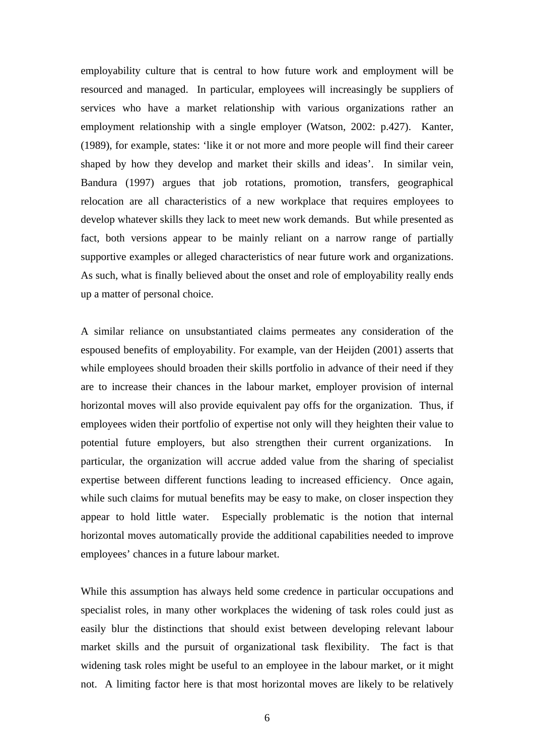employability culture that is central to how future work and employment will be resourced and managed. In particular, employees will increasingly be suppliers of services who have a market relationship with various organizations rather an employment relationship with a single employer (Watson, 2002: p.427). Kanter, (1989), for example, states: 'like it or not more and more people will find their career shaped by how they develop and market their skills and ideas'. In similar vein, Bandura (1997) argues that job rotations, promotion, transfers, geographical relocation are all characteristics of a new workplace that requires employees to develop whatever skills they lack to meet new work demands. But while presented as fact, both versions appear to be mainly reliant on a narrow range of partially supportive examples or alleged characteristics of near future work and organizations. As such, what is finally believed about the onset and role of employability really ends up a matter of personal choice.

A similar reliance on unsubstantiated claims permeates any consideration of the espoused benefits of employability. For example, van der Heijden (2001) asserts that while employees should broaden their skills portfolio in advance of their need if they are to increase their chances in the labour market, employer provision of internal horizontal moves will also provide equivalent pay offs for the organization. Thus, if employees widen their portfolio of expertise not only will they heighten their value to potential future employers, but also strengthen their current organizations. In particular, the organization will accrue added value from the sharing of specialist expertise between different functions leading to increased efficiency. Once again, while such claims for mutual benefits may be easy to make, on closer inspection they appear to hold little water. Especially problematic is the notion that internal horizontal moves automatically provide the additional capabilities needed to improve employees' chances in a future labour market.

While this assumption has always held some credence in particular occupations and specialist roles, in many other workplaces the widening of task roles could just as easily blur the distinctions that should exist between developing relevant labour market skills and the pursuit of organizational task flexibility. The fact is that widening task roles might be useful to an employee in the labour market, or it might not. A limiting factor here is that most horizontal moves are likely to be relatively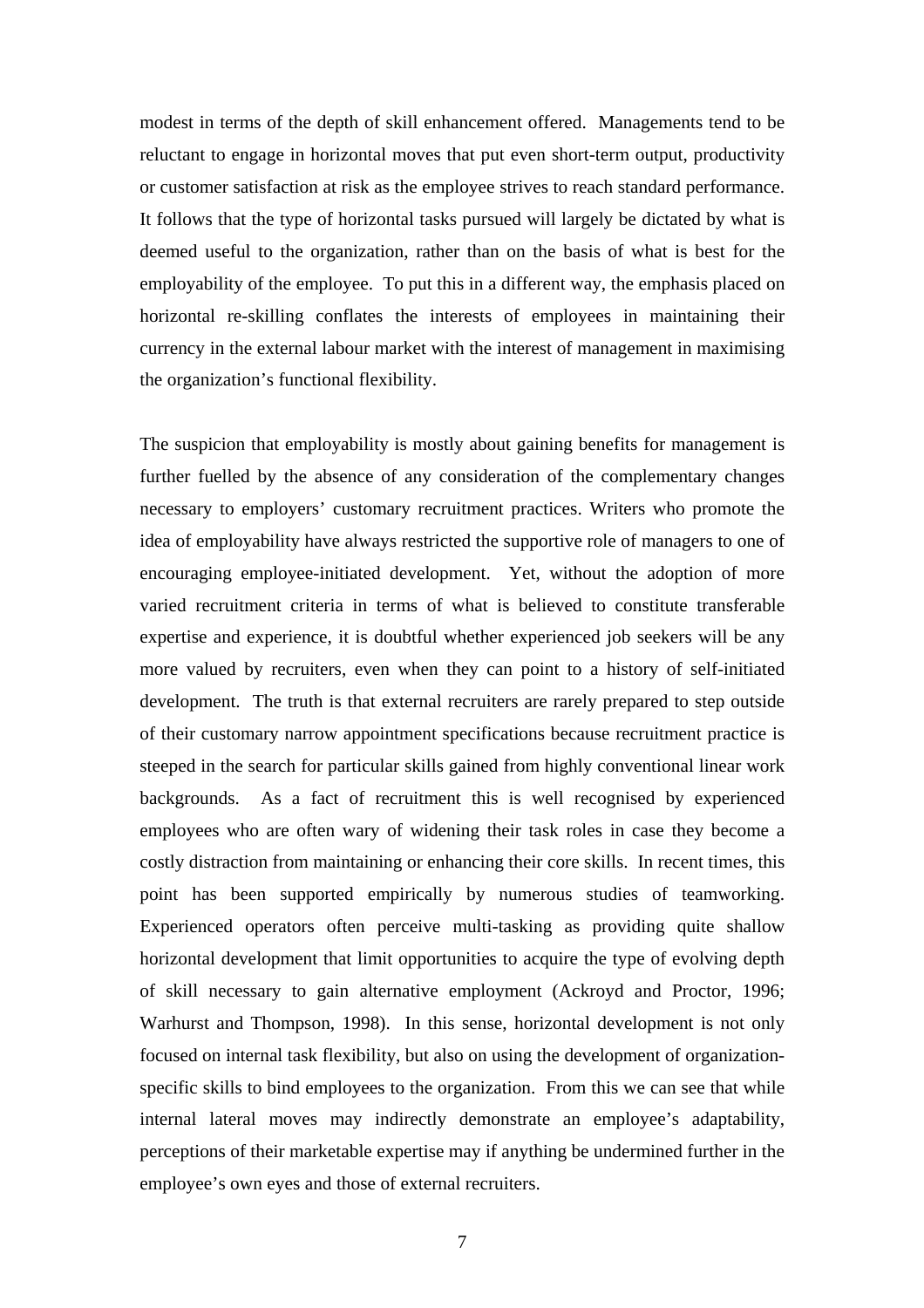modest in terms of the depth of skill enhancement offered. Managements tend to be reluctant to engage in horizontal moves that put even short-term output, productivity or customer satisfaction at risk as the employee strives to reach standard performance. It follows that the type of horizontal tasks pursued will largely be dictated by what is deemed useful to the organization, rather than on the basis of what is best for the employability of the employee. To put this in a different way, the emphasis placed on horizontal re-skilling conflates the interests of employees in maintaining their currency in the external labour market with the interest of management in maximising the organization's functional flexibility.

The suspicion that employability is mostly about gaining benefits for management is further fuelled by the absence of any consideration of the complementary changes necessary to employers' customary recruitment practices. Writers who promote the idea of employability have always restricted the supportive role of managers to one of encouraging employee-initiated development. Yet, without the adoption of more varied recruitment criteria in terms of what is believed to constitute transferable expertise and experience, it is doubtful whether experienced job seekers will be any more valued by recruiters, even when they can point to a history of self-initiated development. The truth is that external recruiters are rarely prepared to step outside of their customary narrow appointment specifications because recruitment practice is steeped in the search for particular skills gained from highly conventional linear work backgrounds. As a fact of recruitment this is well recognised by experienced employees who are often wary of widening their task roles in case they become a costly distraction from maintaining or enhancing their core skills. In recent times, this point has been supported empirically by numerous studies of teamworking. Experienced operators often perceive multi-tasking as providing quite shallow horizontal development that limit opportunities to acquire the type of evolving depth of skill necessary to gain alternative employment (Ackroyd and Proctor, 1996; Warhurst and Thompson, 1998). In this sense, horizontal development is not only focused on internal task flexibility, but also on using the development of organization-specific skills to bind employees to the organization. From this we can see that while internal lateral moves may indirectly demonstrate an employee's adaptability, perceptions of their marketable expertise may if anything be undermined further in the employee's own eyes and those of external recruiters.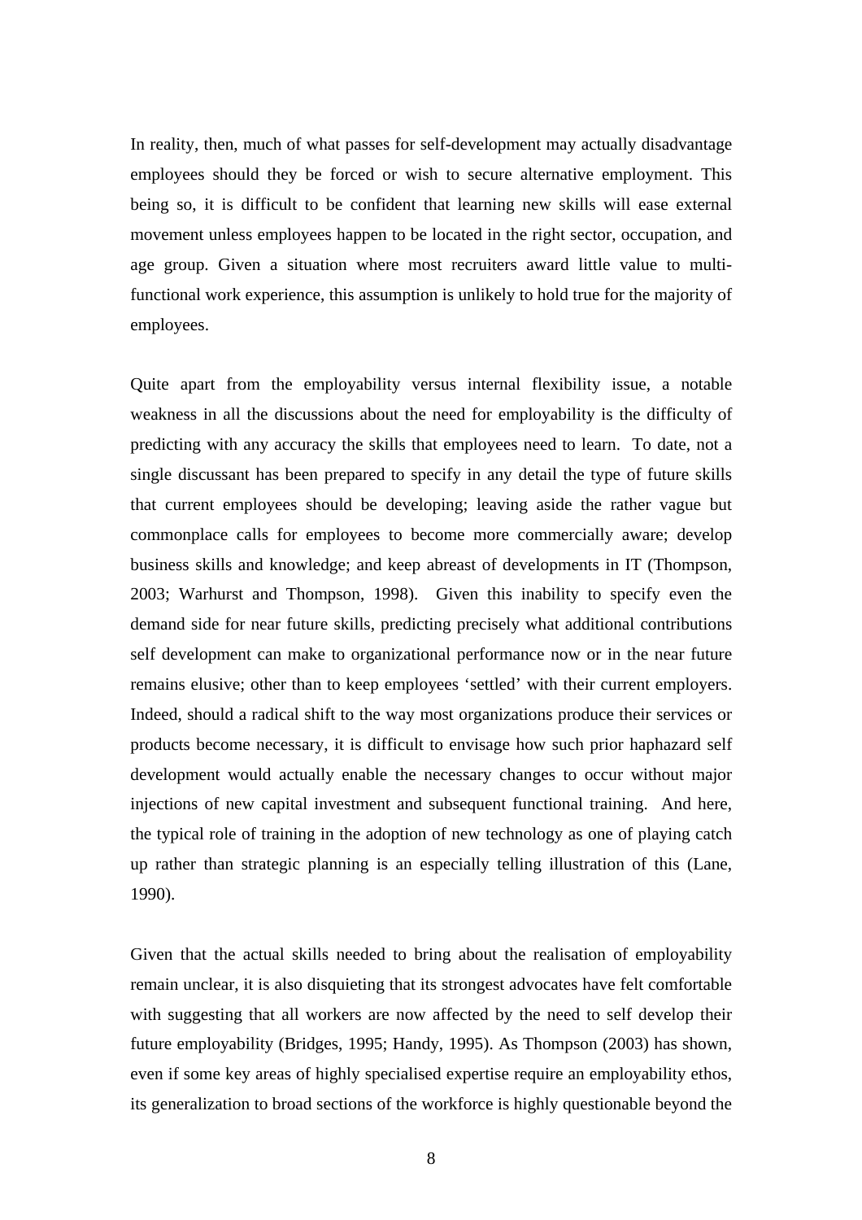In reality, then, much of what passes for self-development may actually disadvantage employees should they be forced or wish to secure alternative employment. This being so, it is difficult to be confident that learning new skills will ease external movement unless employees happen to be located in the right sector, occupation, and age group. Given a situation where most recruiters award little value to multi-functional work experience, this assumption is unlikely to hold true for the majority of employees.

Quite apart from the employability versus internal flexibility issue, a notable weakness in all the discussions about the need for employability is the difficulty of predicting with any accuracy the skills that employees need to learn. To date, not a single discussant has been prepared to specify in any detail the type of future skills that current employees should be developing; leaving aside the rather vague but commonplace calls for employees to become more commercially aware; develop business skills and knowledge; and keep abreast of developments in IT (Thompson, 2003; Warhurst and Thompson, 1998). Given this inability to specify even the demand side for near future skills, predicting precisely what additional contributions self development can make to organizational performance now or in the near future remains elusive; other than to keep employees 'settled' with their current employers. Indeed, should a radical shift to the way most organizations produce their services or products become necessary, it is difficult to envisage how such prior haphazard self development would actually enable the necessary changes to occur without major injections of new capital investment and subsequent functional training. And here, the typical role of training in the adoption of new technology as one of playing catch up rather than strategic planning is an especially telling illustration of this (Lane, 1990).

Given that the actual skills needed to bring about the realisation of employability remain unclear, it is also disquieting that its strongest advocates have felt comfortable with suggesting that all workers are now affected by the need to self develop their future employability (Bridges, 1995; Handy, 1995). As Thompson (2003) has shown, even if some key areas of highly specialised expertise require an employability ethos, its generalization to broad sections of the workforce is highly questionable beyond the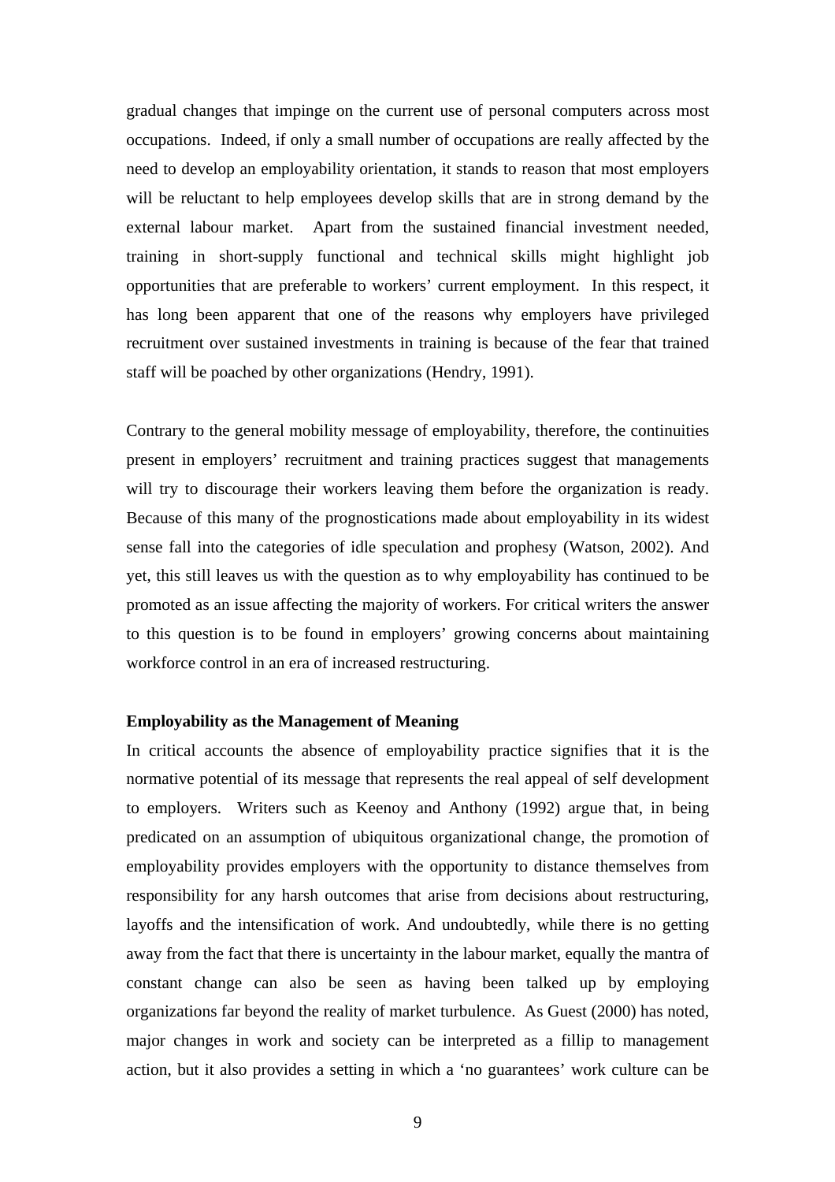gradual changes that impinge on the current use of personal computers across most occupations. Indeed, if only a small number of occupations are really affected by the need to develop an employability orientation, it stands to reason that most employers will be reluctant to help employees develop skills that are in strong demand by the external labour market. Apart from the sustained financial investment needed, training in short-supply functional and technical skills might highlight job opportunities that are preferable to workers' current employment. In this respect, it has long been apparent that one of the reasons why employers have privileged recruitment over sustained investments in training is because of the fear that trained staff will be poached by other organizations (Hendry, 1991).

Contrary to the general mobility message of employability, therefore, the continuities present in employers' recruitment and training practices suggest that managements will try to discourage their workers leaving them before the organization is ready. Because of this many of the prognostications made about employability in its widest sense fall into the categories of idle speculation and prophesy (Watson, 2002). And yet, this still leaves us with the question as to why employability has continued to be promoted as an issue affecting the majority of workers. For critical writers the answer to this question is to be found in employers' growing concerns about maintaining workforce control in an era of increased restructuring.

**Employability as the Management of Meaning**

In critical accounts the absence of employability practice signifies that it is the normative potential of its message that represents the real appeal of self development to employers. Writers such as Keenoy and Anthony (1992) argue that, in being predicated on an assumption of ubiquitous organizational change, the promotion of employability provides employers with the opportunity to distance themselves from responsibility for any harsh outcomes that arise from decisions about restructuring, layoffs and the intensification of work. And undoubtedly, while there is no getting away from the fact that there is uncertainty in the labour market, equally the mantra of constant change can also be seen as having been talked up by employing organizations far beyond the reality of market turbulence. As Guest (2000) has noted, major changes in work and society can be interpreted as a fillip to management action, but it also provides a setting in which a 'no guarantees' work culture can be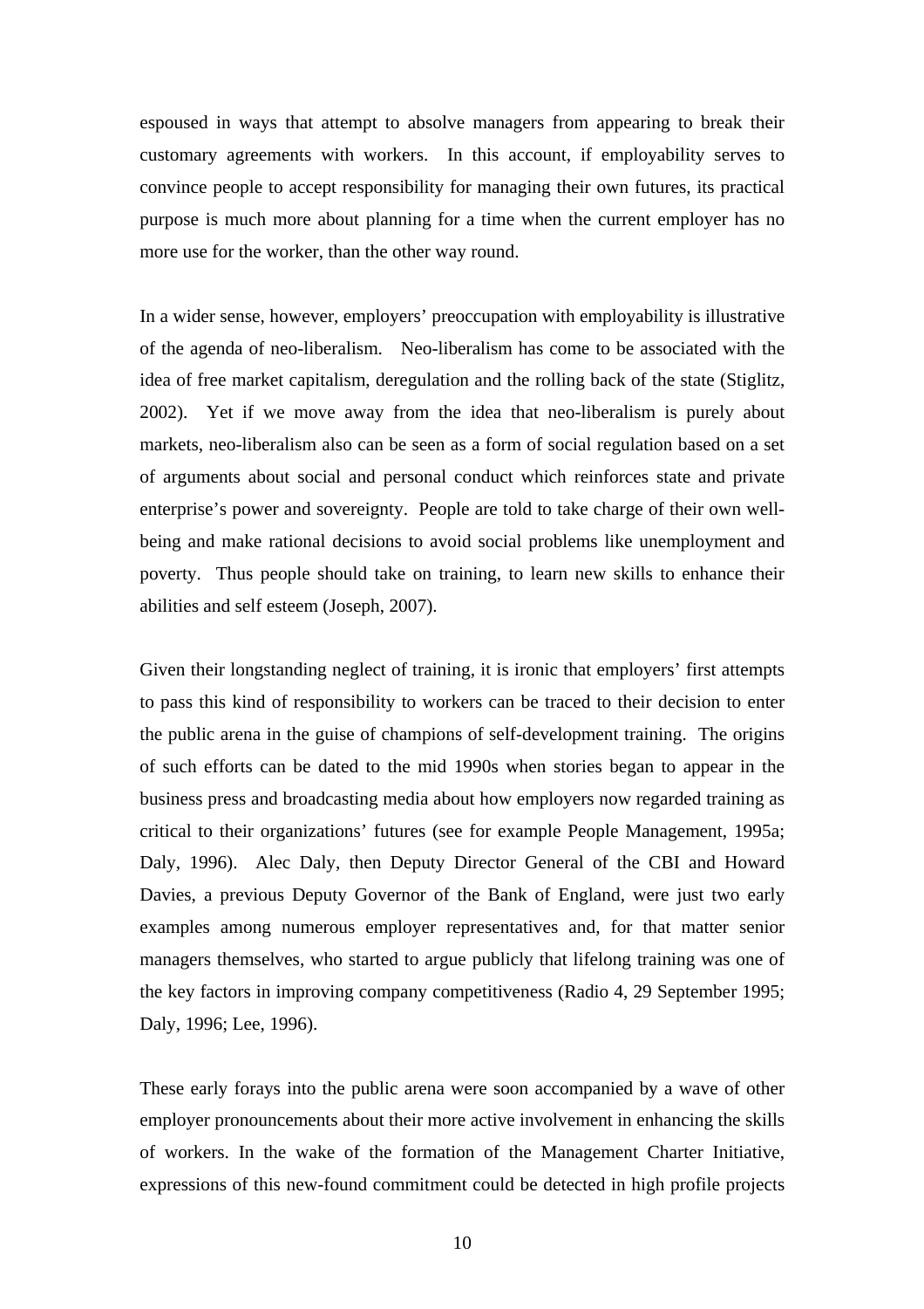espoused in ways that attempt to absolve managers from appearing to break their customary agreements with workers. In this account, if employability serves to convince people to accept responsibility for managing their own futures, its practical purpose is much more about planning for a time when the current employer has no more use for the worker, than the other way round.

In a wider sense, however, employers' preoccupation with employability is illustrative of the agenda of neo-liberalism. Neo-liberalism has come to be associated with the idea of free market capitalism, deregulation and the rolling back of the state (Stiglitz, 2002). Yet if we move away from the idea that neo-liberalism is purely about markets, neo-liberalism also can be seen as a form of social regulation based on a set of arguments about social and personal conduct which reinforces state and private enterprise's power and sovereignty. People are told to take charge of their own well-being and make rational decisions to avoid social problems like unemployment and poverty. Thus people should take on training, to learn new skills to enhance their abilities and self esteem (Joseph, 2007).

Given their longstanding neglect of training, it is ironic that employers' first attempts to pass this kind of responsibility to workers can be traced to their decision to enter the public arena in the guise of champions of self-development training. The origins of such efforts can be dated to the mid 1990s when stories began to appear in the business press and broadcasting media about how employers now regarded training as critical to their organizations' futures (see for example People Management, 1995a; Daly, 1996). Alec Daly, then Deputy Director General of the CBI and Howard Davies, a previous Deputy Governor of the Bank of England, were just two early examples among numerous employer representatives and, for that matter senior managers themselves, who started to argue publicly that lifelong training was one of the key factors in improving company competitiveness (Radio 4, 29 September 1995; Daly, 1996; Lee, 1996).

These early forays into the public arena were soon accompanied by a wave of other employer pronouncements about their more active involvement in enhancing the skills of workers. In the wake of the formation of the Management Charter Initiative, expressions of this new-found commitment could be detected in high profile projects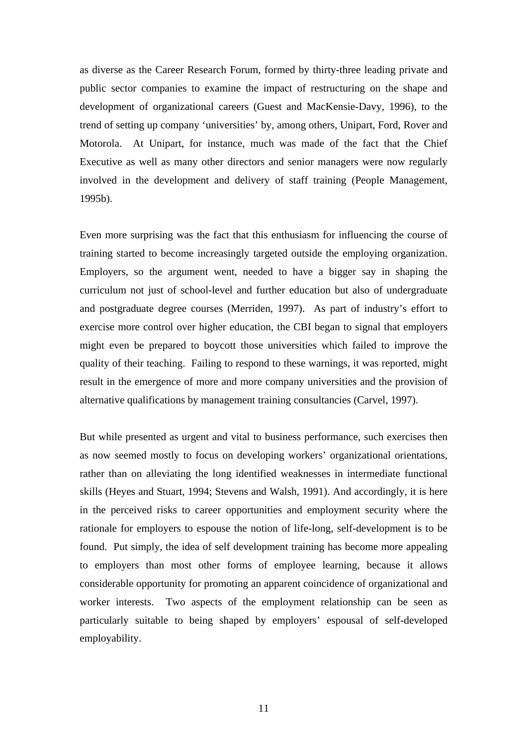as diverse as the Career Research Forum, formed by thirty-three leading private and public sector companies to examine the impact of restructuring on the shape and development of organizational careers (Guest and MacKensie-Davy, 1996), to the trend of setting up company 'universities' by, among others, Unipart, Ford, Rover and Motorola. At Unipart, for instance, much was made of the fact that the Chief Executive as well as many other directors and senior managers were now regularly involved in the development and delivery of staff training (People Management, 1995b).

Even more surprising was the fact that this enthusiasm for influencing the course of training started to become increasingly targeted outside the employing organization. Employers, so the argument went, needed to have a bigger say in shaping the curriculum not just of school-level and further education but also of undergraduate and postgraduate degree courses (Merriden, 1997). As part of industry's effort to exercise more control over higher education, the CBI began to signal that employers might even be prepared to boycott those universities which failed to improve the quality of their teaching. Failing to respond to these warnings, it was reported, might result in the emergence of more and more company universities and the provision of alternative qualifications by management training consultancies (Carvel, 1997).

But while presented as urgent and vital to business performance, such exercises then as now seemed mostly to focus on developing workers' organizational orientations, rather than on alleviating the long identified weaknesses in intermediate functional skills (Heyes and Stuart, 1994; Stevens and Walsh, 1991). And accordingly, it is here in the perceived risks to career opportunities and employment security where the rationale for employers to espouse the notion of life-long, self-development is to be found. Put simply, the idea of self development training has become more appealing to employers than most other forms of employee learning, because it allows considerable opportunity for promoting an apparent coincidence of organizational and worker interests. Two aspects of the employment relationship can be seen as particularly suitable to being shaped by employers' espousal of self-developed employability.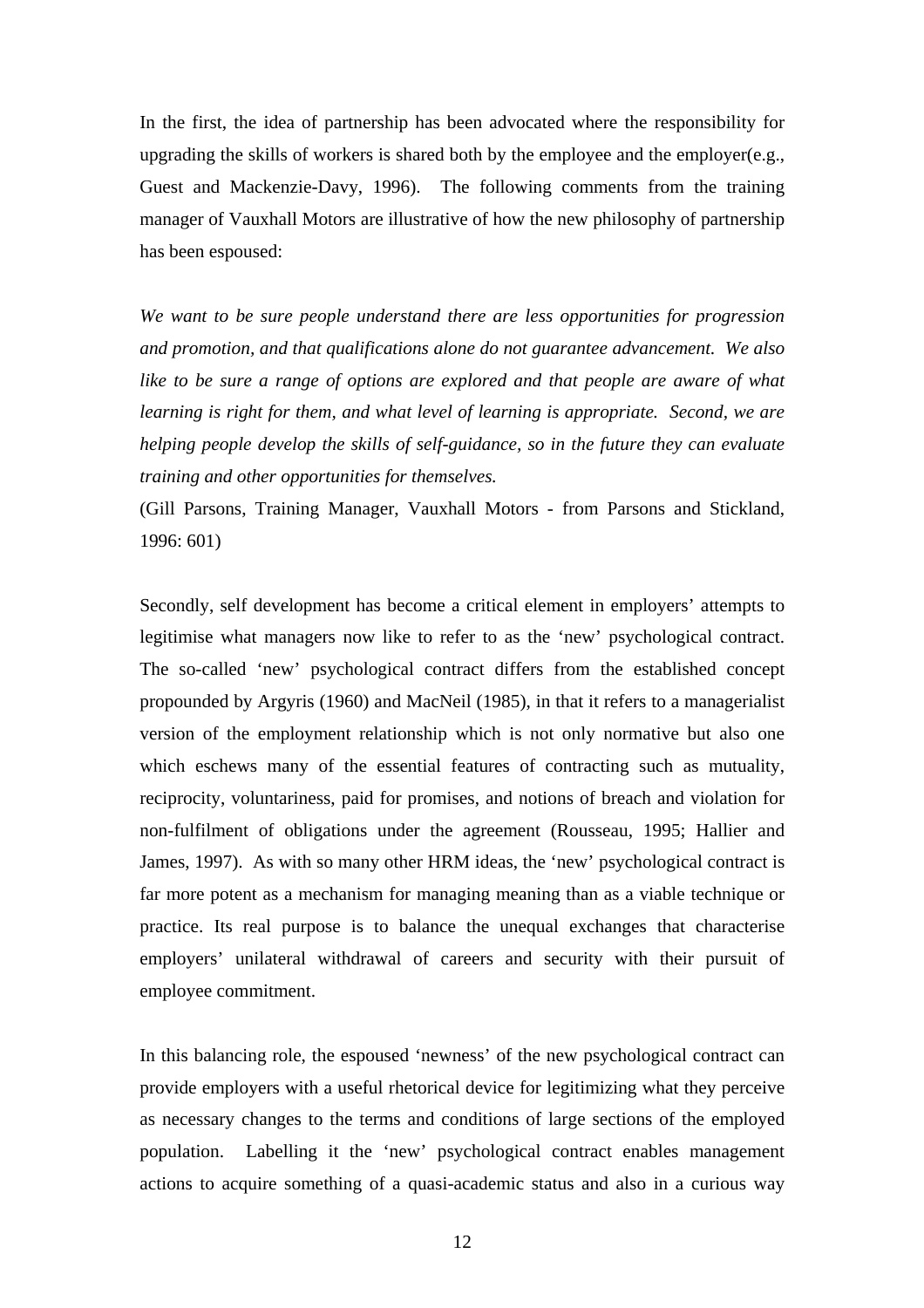In the first, the idea of partnership has been advocated where the responsibility for upgrading the skills of workers is shared both by the employee and the employer(e.g., Guest and Mackenzie-Davy, 1996). The following comments from the training manager of Vauxhall Motors are illustrative of how the new philosophy of partnership has been espoused:

*We want to be sure people understand there are less opportunities for progression and promotion, and that qualifications alone do not guarantee advancement. We also like to be sure a range of options are explored and that people are aware of what learning is right for them, and what level of learning is appropriate. Second, we are helping people develop the skills of self-guidance, so in the future they can evaluate training and other opportunities for themselves.*
(Gill Parsons, Training Manager, Vauxhall Motors - from Parsons and Stickland, 1996: 601)

Secondly, self development has become a critical element in employers' attempts to legitimise what managers now like to refer to as the 'new' psychological contract. The so-called 'new' psychological contract differs from the established concept propounded by Argyris (1960) and MacNeil (1985), in that it refers to a managerialist version of the employment relationship which is not only normative but also one which eschews many of the essential features of contracting such as mutuality, reciprocity, voluntariness, paid for promises, and notions of breach and violation for non-fulfilment of obligations under the agreement (Rousseau, 1995; Hallier and James, 1997). As with so many other HRM ideas, the 'new' psychological contract is far more potent as a mechanism for managing meaning than as a viable technique or practice. Its real purpose is to balance the unequal exchanges that characterise employers' unilateral withdrawal of careers and security with their pursuit of employee commitment.

In this balancing role, the espoused 'newness' of the new psychological contract can provide employers with a useful rhetorical device for legitimizing what they perceive as necessary changes to the terms and conditions of large sections of the employed population. Labelling it the 'new' psychological contract enables management actions to acquire something of a quasi-academic status and also in a curious way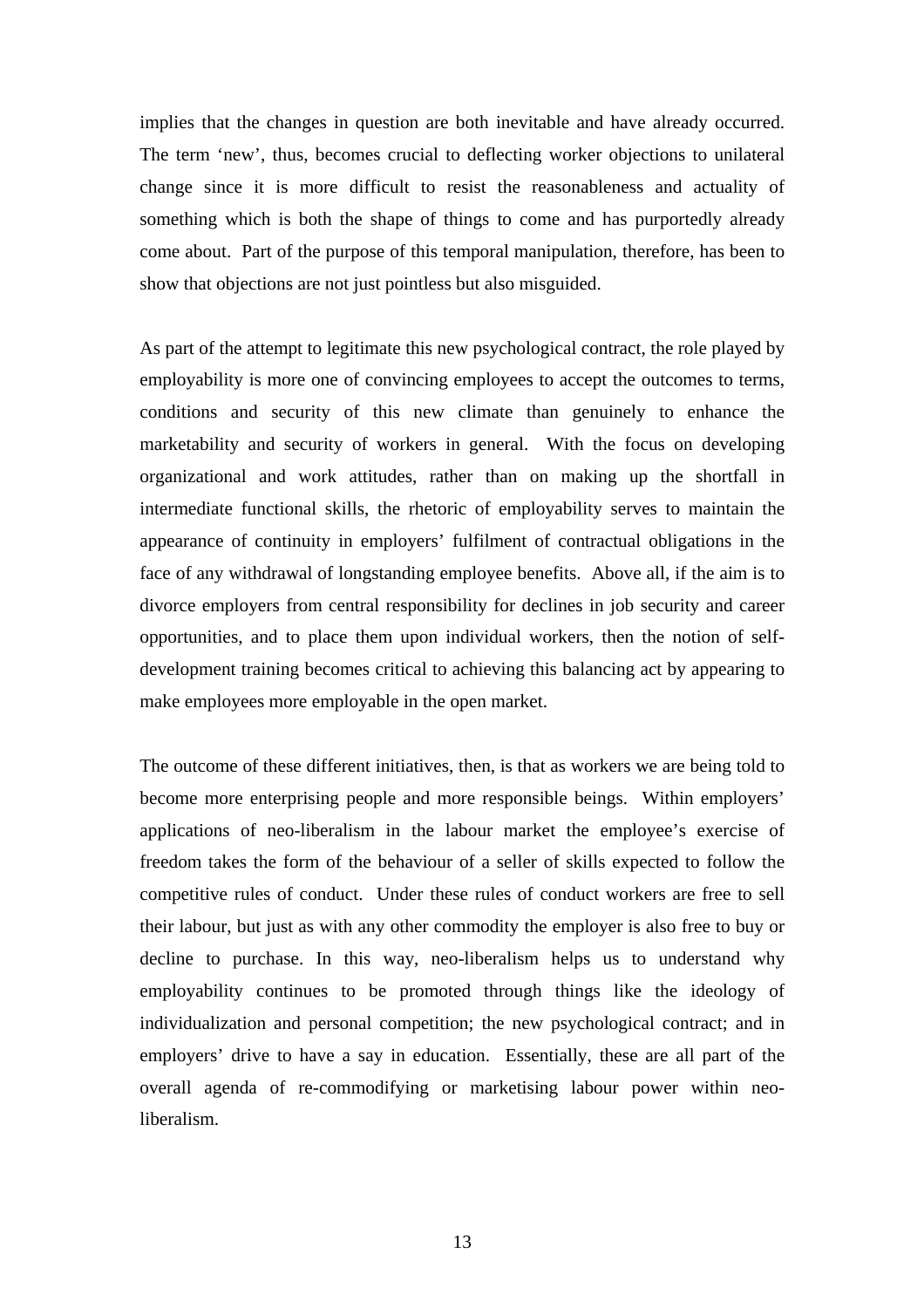implies that the changes in question are both inevitable and have already occurred. The term 'new', thus, becomes crucial to deflecting worker objections to unilateral change since it is more difficult to resist the reasonableness and actuality of something which is both the shape of things to come and has purportedly already come about. Part of the purpose of this temporal manipulation, therefore, has been to show that objections are not just pointless but also misguided.

As part of the attempt to legitimate this new psychological contract, the role played by employability is more one of convincing employees to accept the outcomes to terms, conditions and security of this new climate than genuinely to enhance the marketability and security of workers in general. With the focus on developing organizational and work attitudes, rather than on making up the shortfall in intermediate functional skills, the rhetoric of employability serves to maintain the appearance of continuity in employers' fulfilment of contractual obligations in the face of any withdrawal of longstanding employee benefits. Above all, if the aim is to divorce employers from central responsibility for declines in job security and career opportunities, and to place them upon individual workers, then the notion of self-development training becomes critical to achieving this balancing act by appearing to make employees more employable in the open market.

The outcome of these different initiatives, then, is that as workers we are being told to become more enterprising people and more responsible beings. Within employers' applications of neo-liberalism in the labour market the employee's exercise of freedom takes the form of the behaviour of a seller of skills expected to follow the competitive rules of conduct. Under these rules of conduct workers are free to sell their labour, but just as with any other commodity the employer is also free to buy or decline to purchase. In this way, neo-liberalism helps us to understand why employability continues to be promoted through things like the ideology of individualization and personal competition; the new psychological contract; and in employers' drive to have a say in education. Essentially, these are all part of the overall agenda of re-commodifying or marketising labour power within neo-liberalism.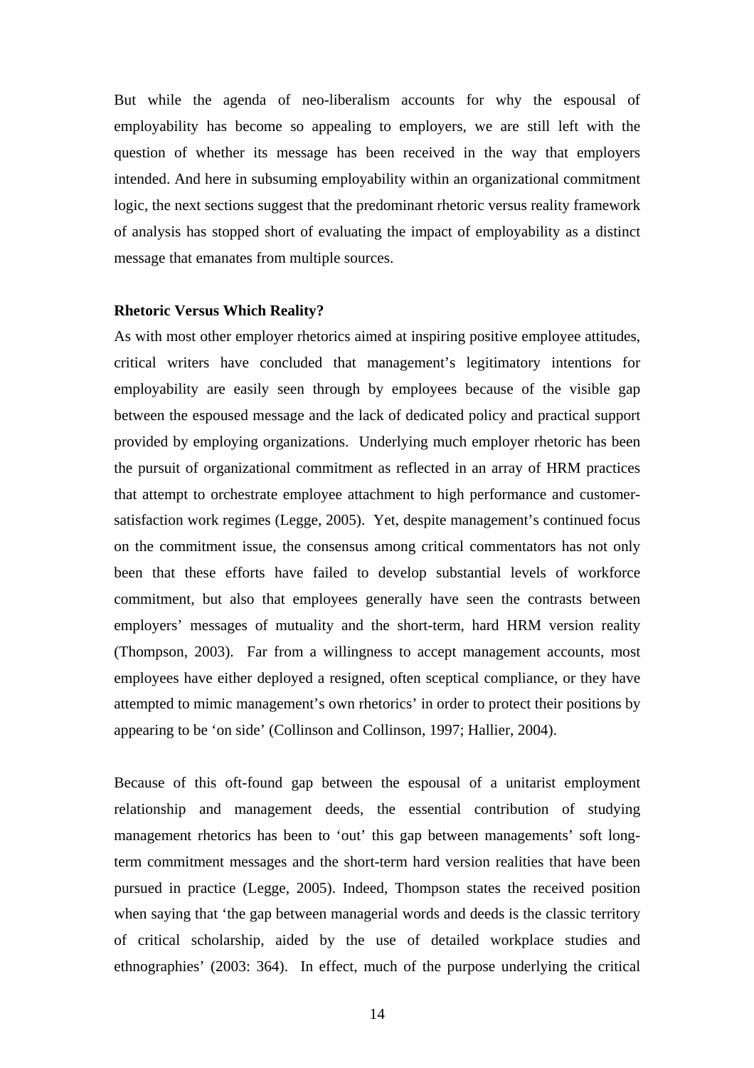But while the agenda of neo-liberalism accounts for why the espousal of employability has become so appealing to employers, we are still left with the question of whether its message has been received in the way that employers intended. And here in subsuming employability within an organizational commitment logic, the next sections suggest that the predominant rhetoric versus reality framework of analysis has stopped short of evaluating the impact of employability as a distinct message that emanates from multiple sources.

**Rhetoric Versus Which Reality?**

As with most other employer rhetorics aimed at inspiring positive employee attitudes, critical writers have concluded that management's legitimatory intentions for employability are easily seen through by employees because of the visible gap between the espoused message and the lack of dedicated policy and practical support provided by employing organizations. Underlying much employer rhetoric has been the pursuit of organizational commitment as reflected in an array of HRM practices that attempt to orchestrate employee attachment to high performance and customer-satisfaction work regimes (Legge, 2005). Yet, despite management's continued focus on the commitment issue, the consensus among critical commentators has not only been that these efforts have failed to develop substantial levels of workforce commitment, but also that employees generally have seen the contrasts between employers' messages of mutuality and the short-term, hard HRM version reality (Thompson, 2003). Far from a willingness to accept management accounts, most employees have either deployed a resigned, often sceptical compliance, or they have attempted to mimic management's own rhetorics' in order to protect their positions by appearing to be 'on side' (Collinson and Collinson, 1997; Hallier, 2004).

Because of this oft-found gap between the espousal of a unitarist employment relationship and management deeds, the essential contribution of studying management rhetorics has been to 'out' this gap between managements' soft long-term commitment messages and the short-term hard version realities that have been pursued in practice (Legge, 2005). Indeed, Thompson states the received position when saying that 'the gap between managerial words and deeds is the classic territory of critical scholarship, aided by the use of detailed workplace studies and ethnographies' (2003: 364). In effect, much of the purpose underlying the critical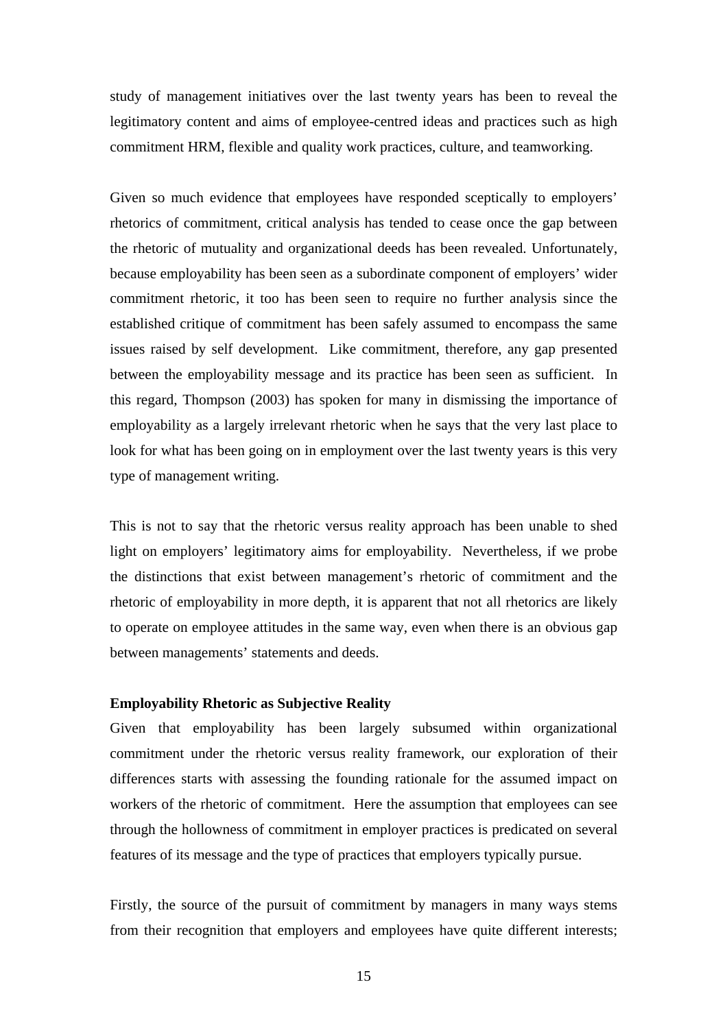study of management initiatives over the last twenty years has been to reveal the legitimatory content and aims of employee-centred ideas and practices such as high commitment HRM, flexible and quality work practices, culture, and teamworking.

Given so much evidence that employees have responded sceptically to employers' rhetorics of commitment, critical analysis has tended to cease once the gap between the rhetoric of mutuality and organizational deeds has been revealed. Unfortunately, because employability has been seen as a subordinate component of employers' wider commitment rhetoric, it too has been seen to require no further analysis since the established critique of commitment has been safely assumed to encompass the same issues raised by self development. Like commitment, therefore, any gap presented between the employability message and its practice has been seen as sufficient. In this regard, Thompson (2003) has spoken for many in dismissing the importance of employability as a largely irrelevant rhetoric when he says that the very last place to look for what has been going on in employment over the last twenty years is this very type of management writing.

This is not to say that the rhetoric versus reality approach has been unable to shed light on employers' legitimatory aims for employability. Nevertheless, if we probe the distinctions that exist between management's rhetoric of commitment and the rhetoric of employability in more depth, it is apparent that not all rhetorics are likely to operate on employee attitudes in the same way, even when there is an obvious gap between managements' statements and deeds.

**Employability Rhetoric as Subjective Reality**

Given that employability has been largely subsumed within organizational commitment under the rhetoric versus reality framework, our exploration of their differences starts with assessing the founding rationale for the assumed impact on workers of the rhetoric of commitment. Here the assumption that employees can see through the hollowness of commitment in employer practices is predicated on several features of its message and the type of practices that employers typically pursue.

Firstly, the source of the pursuit of commitment by managers in many ways stems from their recognition that employers and employees have quite different interests;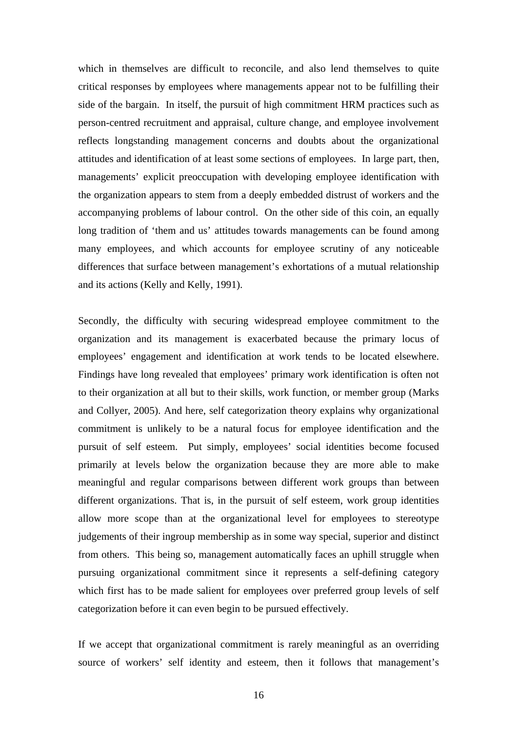which in themselves are difficult to reconcile, and also lend themselves to quite critical responses by employees where managements appear not to be fulfilling their side of the bargain. In itself, the pursuit of high commitment HRM practices such as person-centred recruitment and appraisal, culture change, and employee involvement reflects longstanding management concerns and doubts about the organizational attitudes and identification of at least some sections of employees. In large part, then, managements' explicit preoccupation with developing employee identification with the organization appears to stem from a deeply embedded distrust of workers and the accompanying problems of labour control. On the other side of this coin, an equally long tradition of 'them and us' attitudes towards managements can be found among many employees, and which accounts for employee scrutiny of any noticeable differences that surface between management's exhortations of a mutual relationship and its actions (Kelly and Kelly, 1991).

Secondly, the difficulty with securing widespread employee commitment to the organization and its management is exacerbated because the primary locus of employees' engagement and identification at work tends to be located elsewhere. Findings have long revealed that employees' primary work identification is often not to their organization at all but to their skills, work function, or member group (Marks and Collyer, 2005). And here, self categorization theory explains why organizational commitment is unlikely to be a natural focus for employee identification and the pursuit of self esteem. Put simply, employees' social identities become focused primarily at levels below the organization because they are more able to make meaningful and regular comparisons between different work groups than between different organizations. That is, in the pursuit of self esteem, work group identities allow more scope than at the organizational level for employees to stereotype judgements of their ingroup membership as in some way special, superior and distinct from others. This being so, management automatically faces an uphill struggle when pursuing organizational commitment since it represents a self-defining category which first has to be made salient for employees over preferred group levels of self categorization before it can even begin to be pursued effectively.

If we accept that organizational commitment is rarely meaningful as an overriding source of workers' self identity and esteem, then it follows that management's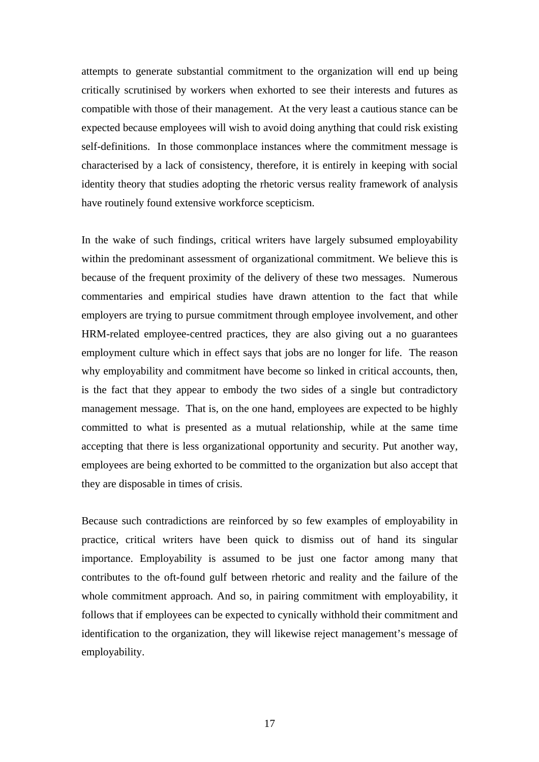attempts to generate substantial commitment to the organization will end up being critically scrutinised by workers when exhorted to see their interests and futures as compatible with those of their management. At the very least a cautious stance can be expected because employees will wish to avoid doing anything that could risk existing self-definitions. In those commonplace instances where the commitment message is characterised by a lack of consistency, therefore, it is entirely in keeping with social identity theory that studies adopting the rhetoric versus reality framework of analysis have routinely found extensive workforce scepticism.

In the wake of such findings, critical writers have largely subsumed employability within the predominant assessment of organizational commitment. We believe this is because of the frequent proximity of the delivery of these two messages. Numerous commentaries and empirical studies have drawn attention to the fact that while employers are trying to pursue commitment through employee involvement, and other HRM-related employee-centred practices, they are also giving out a no guarantees employment culture which in effect says that jobs are no longer for life. The reason why employability and commitment have become so linked in critical accounts, then, is the fact that they appear to embody the two sides of a single but contradictory management message. That is, on the one hand, employees are expected to be highly committed to what is presented as a mutual relationship, while at the same time accepting that there is less organizational opportunity and security. Put another way, employees are being exhorted to be committed to the organization but also accept that they are disposable in times of crisis.

Because such contradictions are reinforced by so few examples of employability in practice, critical writers have been quick to dismiss out of hand its singular importance. Employability is assumed to be just one factor among many that contributes to the oft-found gulf between rhetoric and reality and the failure of the whole commitment approach. And so, in pairing commitment with employability, it follows that if employees can be expected to cynically withhold their commitment and identification to the organization, they will likewise reject management's message of employability.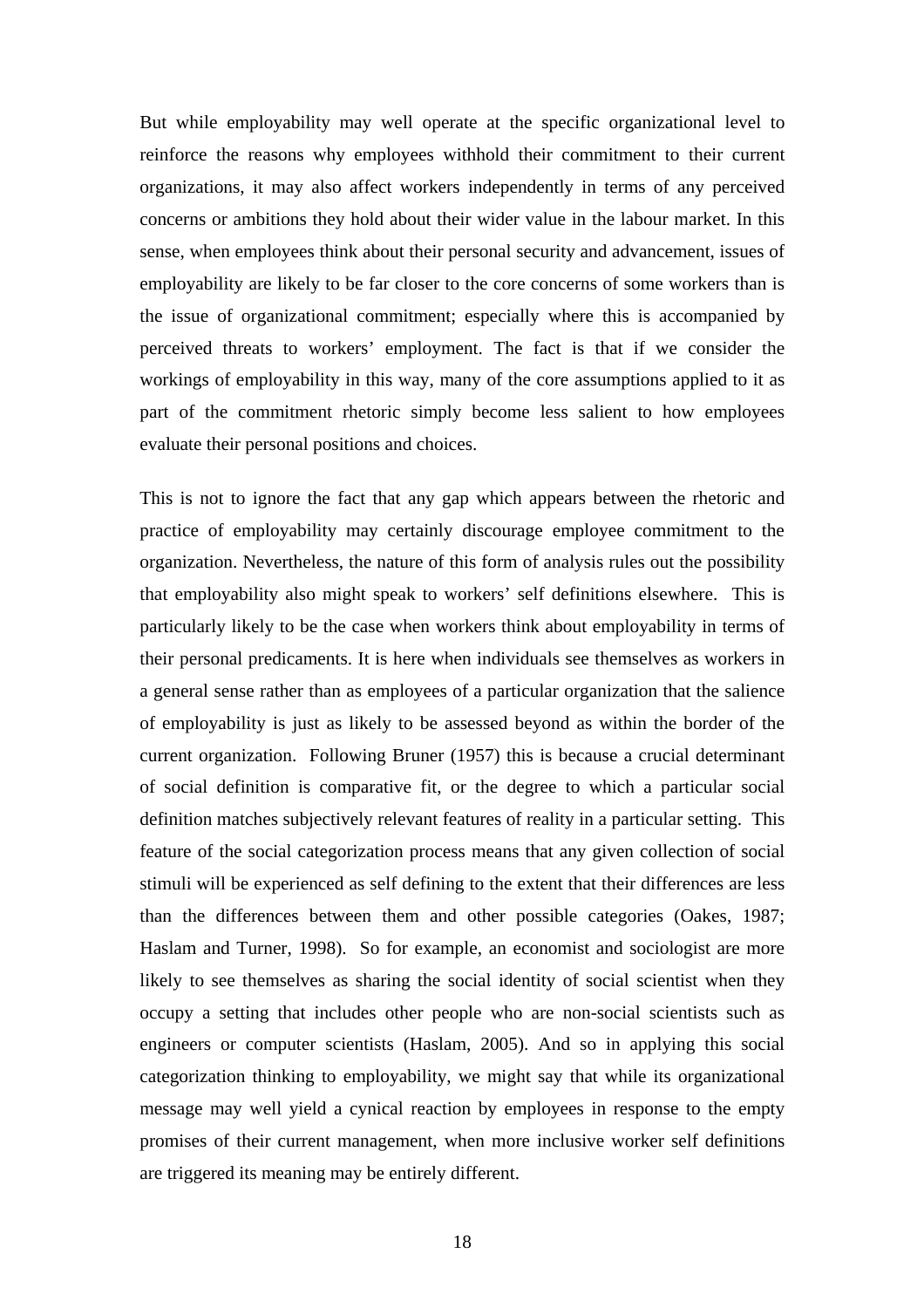But while employability may well operate at the specific organizational level to reinforce the reasons why employees withhold their commitment to their current organizations, it may also affect workers independently in terms of any perceived concerns or ambitions they hold about their wider value in the labour market. In this sense, when employees think about their personal security and advancement, issues of employability are likely to be far closer to the core concerns of some workers than is the issue of organizational commitment; especially where this is accompanied by perceived threats to workers' employment. The fact is that if we consider the workings of employability in this way, many of the core assumptions applied to it as part of the commitment rhetoric simply become less salient to how employees evaluate their personal positions and choices.

This is not to ignore the fact that any gap which appears between the rhetoric and practice of employability may certainly discourage employee commitment to the organization. Nevertheless, the nature of this form of analysis rules out the possibility that employability also might speak to workers' self definitions elsewhere. This is particularly likely to be the case when workers think about employability in terms of their personal predicaments. It is here when individuals see themselves as workers in a general sense rather than as employees of a particular organization that the salience of employability is just as likely to be assessed beyond as within the border of the current organization. Following Bruner (1957) this is because a crucial determinant of social definition is comparative fit, or the degree to which a particular social definition matches subjectively relevant features of reality in a particular setting. This feature of the social categorization process means that any given collection of social stimuli will be experienced as self defining to the extent that their differences are less than the differences between them and other possible categories (Oakes, 1987; Haslam and Turner, 1998). So for example, an economist and sociologist are more likely to see themselves as sharing the social identity of social scientist when they occupy a setting that includes other people who are non-social scientists such as engineers or computer scientists (Haslam, 2005). And so in applying this social categorization thinking to employability, we might say that while its organizational message may well yield a cynical reaction by employees in response to the empty promises of their current management, when more inclusive worker self definitions are triggered its meaning may be entirely different.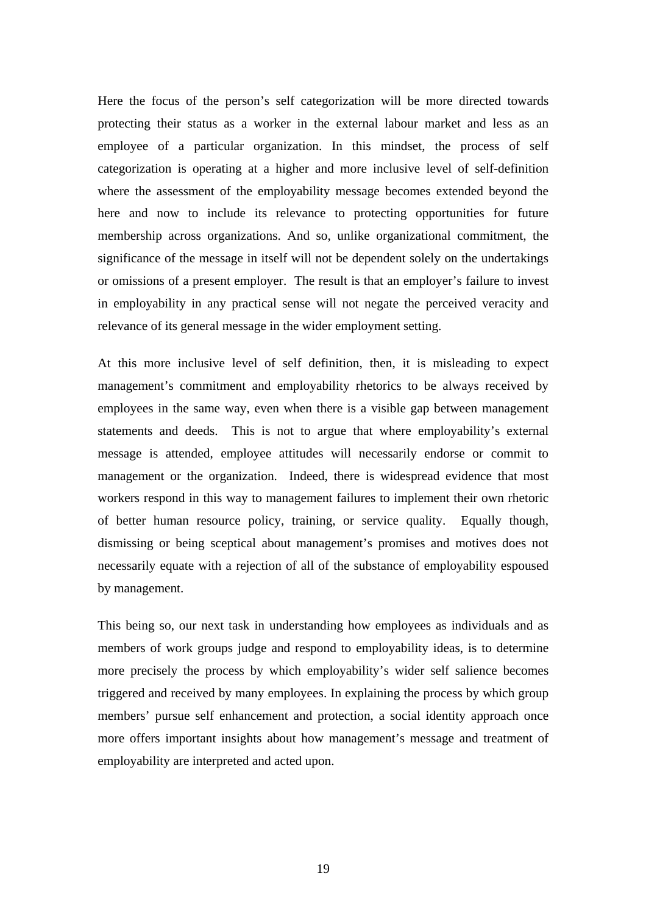Here the focus of the person's self categorization will be more directed towards protecting their status as a worker in the external labour market and less as an employee of a particular organization. In this mindset, the process of self categorization is operating at a higher and more inclusive level of self-definition where the assessment of the employability message becomes extended beyond the here and now to include its relevance to protecting opportunities for future membership across organizations. And so, unlike organizational commitment, the significance of the message in itself will not be dependent solely on the undertakings or omissions of a present employer. The result is that an employer's failure to invest in employability in any practical sense will not negate the perceived veracity and relevance of its general message in the wider employment setting.

At this more inclusive level of self definition, then, it is misleading to expect management's commitment and employability rhetorics to be always received by employees in the same way, even when there is a visible gap between management statements and deeds. This is not to argue that where employability's external message is attended, employee attitudes will necessarily endorse or commit to management or the organization. Indeed, there is widespread evidence that most workers respond in this way to management failures to implement their own rhetoric of better human resource policy, training, or service quality. Equally though, dismissing or being sceptical about management's promises and motives does not necessarily equate with a rejection of all of the substance of employability espoused by management.

This being so, our next task in understanding how employees as individuals and as members of work groups judge and respond to employability ideas, is to determine more precisely the process by which employability's wider self salience becomes triggered and received by many employees. In explaining the process by which group members' pursue self enhancement and protection, a social identity approach once more offers important insights about how management's message and treatment of employability are interpreted and acted upon.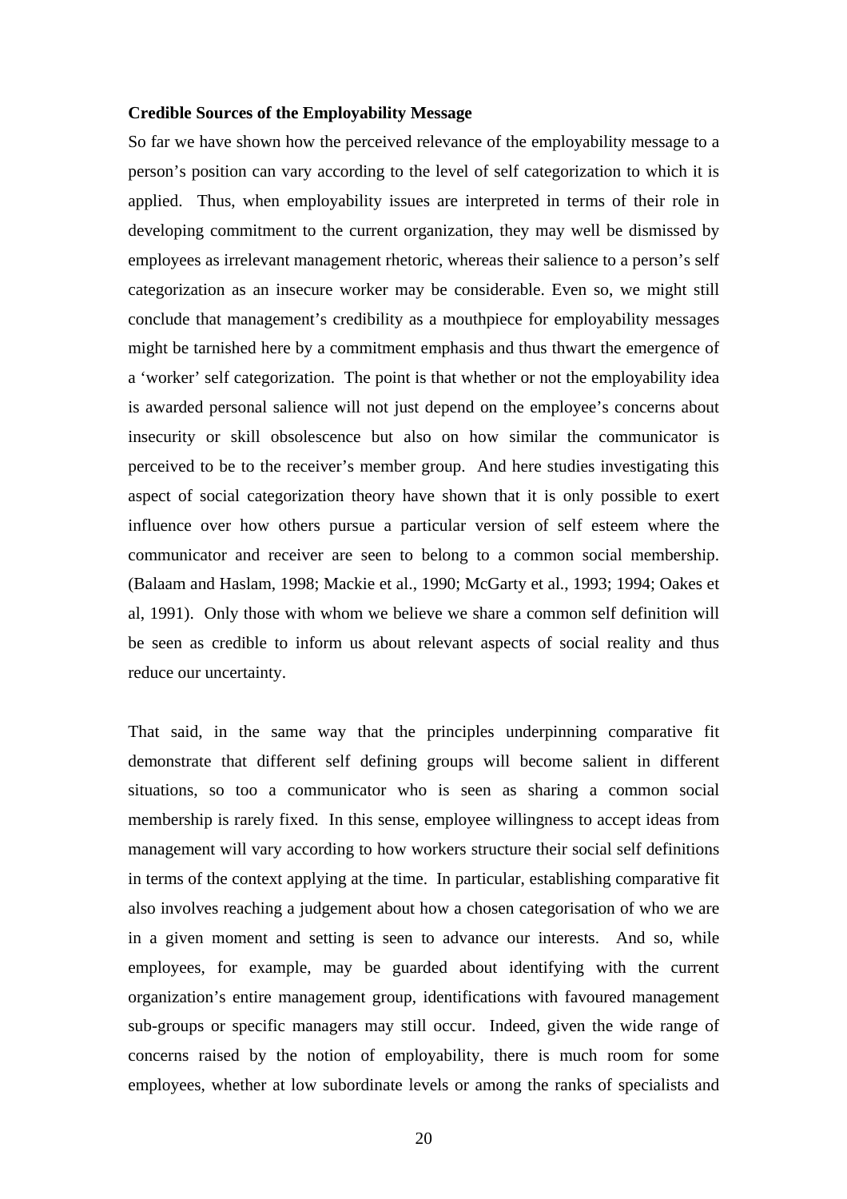**Credible Sources of the Employability Message**

So far we have shown how the perceived relevance of the employability message to a person's position can vary according to the level of self categorization to which it is applied. Thus, when employability issues are interpreted in terms of their role in developing commitment to the current organization, they may well be dismissed by employees as irrelevant management rhetoric, whereas their salience to a person's self categorization as an insecure worker may be considerable. Even so, we might still conclude that management's credibility as a mouthpiece for employability messages might be tarnished here by a commitment emphasis and thus thwart the emergence of a 'worker' self categorization. The point is that whether or not the employability idea is awarded personal salience will not just depend on the employee's concerns about insecurity or skill obsolescence but also on how similar the communicator is perceived to be to the receiver's member group. And here studies investigating this aspect of social categorization theory have shown that it is only possible to exert influence over how others pursue a particular version of self esteem where the communicator and receiver are seen to belong to a common social membership. (Balaam and Haslam, 1998; Mackie et al., 1990; McGarty et al., 1993; 1994; Oakes et al, 1991). Only those with whom we believe we share a common self definition will be seen as credible to inform us about relevant aspects of social reality and thus reduce our uncertainty.

That said, in the same way that the principles underpinning comparative fit demonstrate that different self defining groups will become salient in different situations, so too a communicator who is seen as sharing a common social membership is rarely fixed. In this sense, employee willingness to accept ideas from management will vary according to how workers structure their social self definitions in terms of the context applying at the time. In particular, establishing comparative fit also involves reaching a judgement about how a chosen categorisation of who we are in a given moment and setting is seen to advance our interests. And so, while employees, for example, may be guarded about identifying with the current organization's entire management group, identifications with favoured management sub-groups or specific managers may still occur. Indeed, given the wide range of concerns raised by the notion of employability, there is much room for some employees, whether at low subordinate levels or among the ranks of specialists and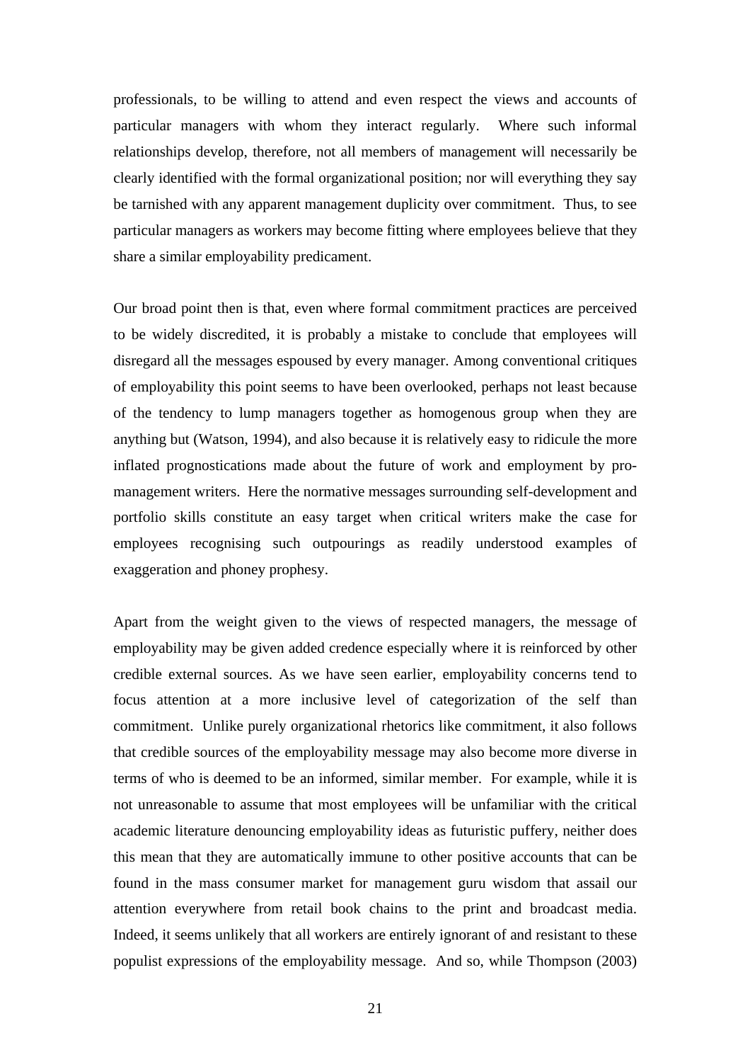professionals, to be willing to attend and even respect the views and accounts of particular managers with whom they interact regularly. Where such informal relationships develop, therefore, not all members of management will necessarily be clearly identified with the formal organizational position; nor will everything they say be tarnished with any apparent management duplicity over commitment. Thus, to see particular managers as workers may become fitting where employees believe that they share a similar employability predicament.

Our broad point then is that, even where formal commitment practices are perceived to be widely discredited, it is probably a mistake to conclude that employees will disregard all the messages espoused by every manager. Among conventional critiques of employability this point seems to have been overlooked, perhaps not least because of the tendency to lump managers together as homogenous group when they are anything but (Watson, 1994), and also because it is relatively easy to ridicule the more inflated prognostications made about the future of work and employment by pro-management writers. Here the normative messages surrounding self-development and portfolio skills constitute an easy target when critical writers make the case for employees recognising such outpourings as readily understood examples of exaggeration and phoney prophesy.

Apart from the weight given to the views of respected managers, the message of employability may be given added credence especially where it is reinforced by other credible external sources. As we have seen earlier, employability concerns tend to focus attention at a more inclusive level of categorization of the self than commitment. Unlike purely organizational rhetorics like commitment, it also follows that credible sources of the employability message may also become more diverse in terms of who is deemed to be an informed, similar member. For example, while it is not unreasonable to assume that most employees will be unfamiliar with the critical academic literature denouncing employability ideas as futuristic puffery, neither does this mean that they are automatically immune to other positive accounts that can be found in the mass consumer market for management guru wisdom that assail our attention everywhere from retail book chains to the print and broadcast media. Indeed, it seems unlikely that all workers are entirely ignorant of and resistant to these populist expressions of the employability message. And so, while Thompson (2003)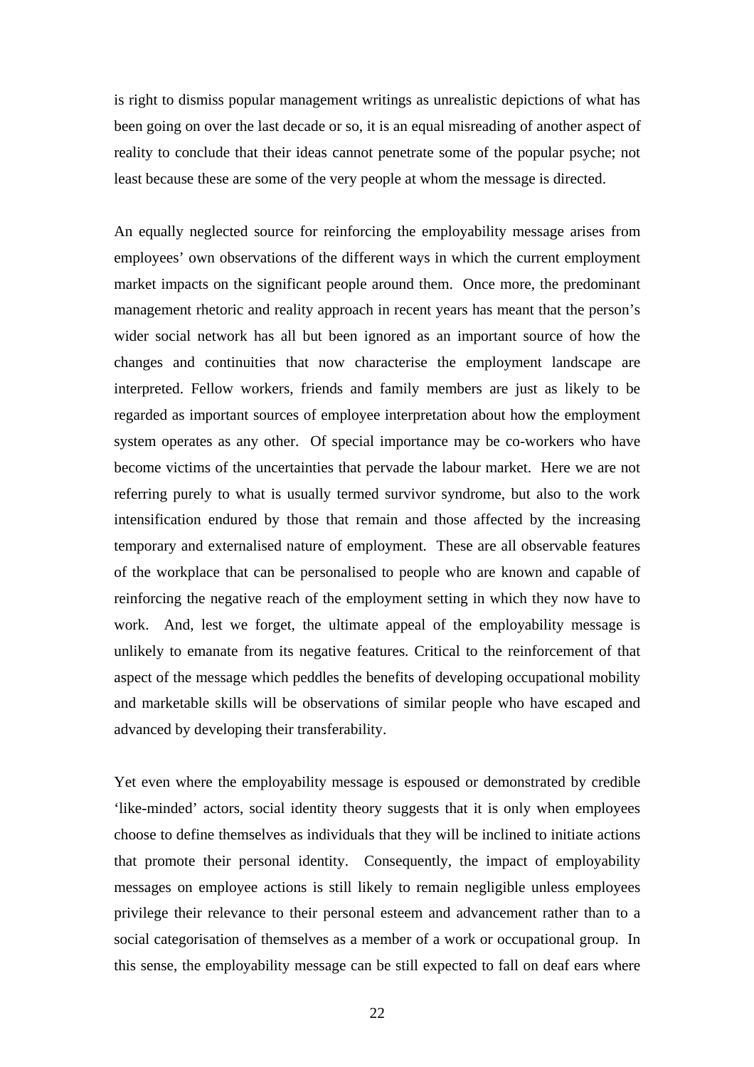is right to dismiss popular management writings as unrealistic depictions of what has been going on over the last decade or so, it is an equal misreading of another aspect of reality to conclude that their ideas cannot penetrate some of the popular psyche; not least because these are some of the very people at whom the message is directed.

An equally neglected source for reinforcing the employability message arises from employees' own observations of the different ways in which the current employment market impacts on the significant people around them. Once more, the predominant management rhetoric and reality approach in recent years has meant that the person's wider social network has all but been ignored as an important source of how the changes and continuities that now characterise the employment landscape are interpreted. Fellow workers, friends and family members are just as likely to be regarded as important sources of employee interpretation about how the employment system operates as any other. Of special importance may be co-workers who have become victims of the uncertainties that pervade the labour market. Here we are not referring purely to what is usually termed survivor syndrome, but also to the work intensification endured by those that remain and those affected by the increasing temporary and externalised nature of employment. These are all observable features of the workplace that can be personalised to people who are known and capable of reinforcing the negative reach of the employment setting in which they now have to work. And, lest we forget, the ultimate appeal of the employability message is unlikely to emanate from its negative features. Critical to the reinforcement of that aspect of the message which peddles the benefits of developing occupational mobility and marketable skills will be observations of similar people who have escaped and advanced by developing their transferability.

Yet even where the employability message is espoused or demonstrated by credible 'like-minded' actors, social identity theory suggests that it is only when employees choose to define themselves as individuals that they will be inclined to initiate actions that promote their personal identity. Consequently, the impact of employability messages on employee actions is still likely to remain negligible unless employees privilege their relevance to their personal esteem and advancement rather than to a social categorisation of themselves as a member of a work or occupational group. In this sense, the employability message can be still expected to fall on deaf ears where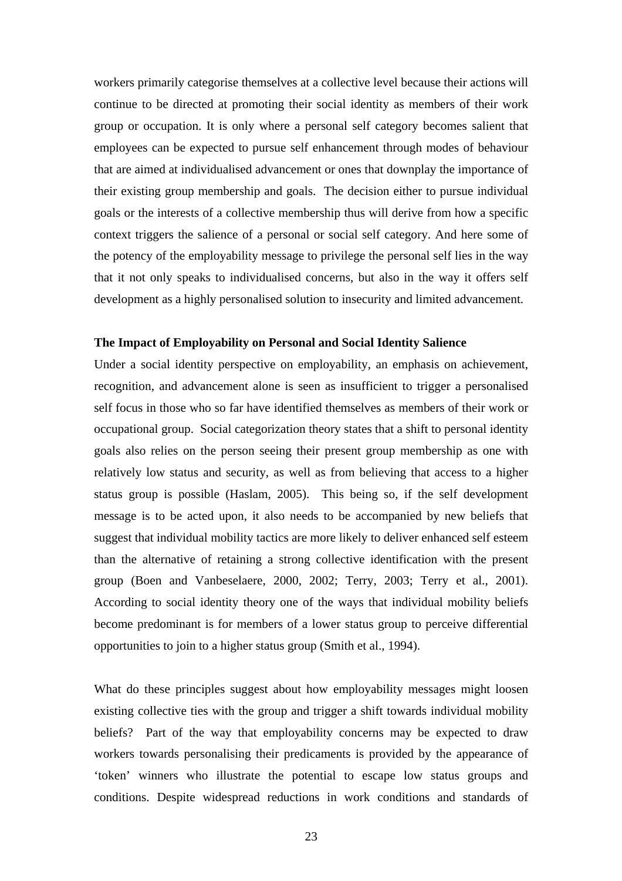workers primarily categorise themselves at a collective level because their actions will continue to be directed at promoting their social identity as members of their work group or occupation. It is only where a personal self category becomes salient that employees can be expected to pursue self enhancement through modes of behaviour that are aimed at individualised advancement or ones that downplay the importance of their existing group membership and goals. The decision either to pursue individual goals or the interests of a collective membership thus will derive from how a specific context triggers the salience of a personal or social self category. And here some of the potency of the employability message to privilege the personal self lies in the way that it not only speaks to individualised concerns, but also in the way it offers self development as a highly personalised solution to insecurity and limited advancement.

**The Impact of Employability on Personal and Social Identity Salience**

Under a social identity perspective on employability, an emphasis on achievement, recognition, and advancement alone is seen as insufficient to trigger a personalised self focus in those who so far have identified themselves as members of their work or occupational group. Social categorization theory states that a shift to personal identity goals also relies on the person seeing their present group membership as one with relatively low status and security, as well as from believing that access to a higher status group is possible (Haslam, 2005). This being so, if the self development message is to be acted upon, it also needs to be accompanied by new beliefs that suggest that individual mobility tactics are more likely to deliver enhanced self esteem than the alternative of retaining a strong collective identification with the present group (Boen and Vanbeselaere, 2000, 2002; Terry, 2003; Terry et al., 2001). According to social identity theory one of the ways that individual mobility beliefs become predominant is for members of a lower status group to perceive differential opportunities to join to a higher status group (Smith et al., 1994).

What do these principles suggest about how employability messages might loosen existing collective ties with the group and trigger a shift towards individual mobility beliefs? Part of the way that employability concerns may be expected to draw workers towards personalising their predicaments is provided by the appearance of 'token' winners who illustrate the potential to escape low status groups and conditions. Despite widespread reductions in work conditions and standards of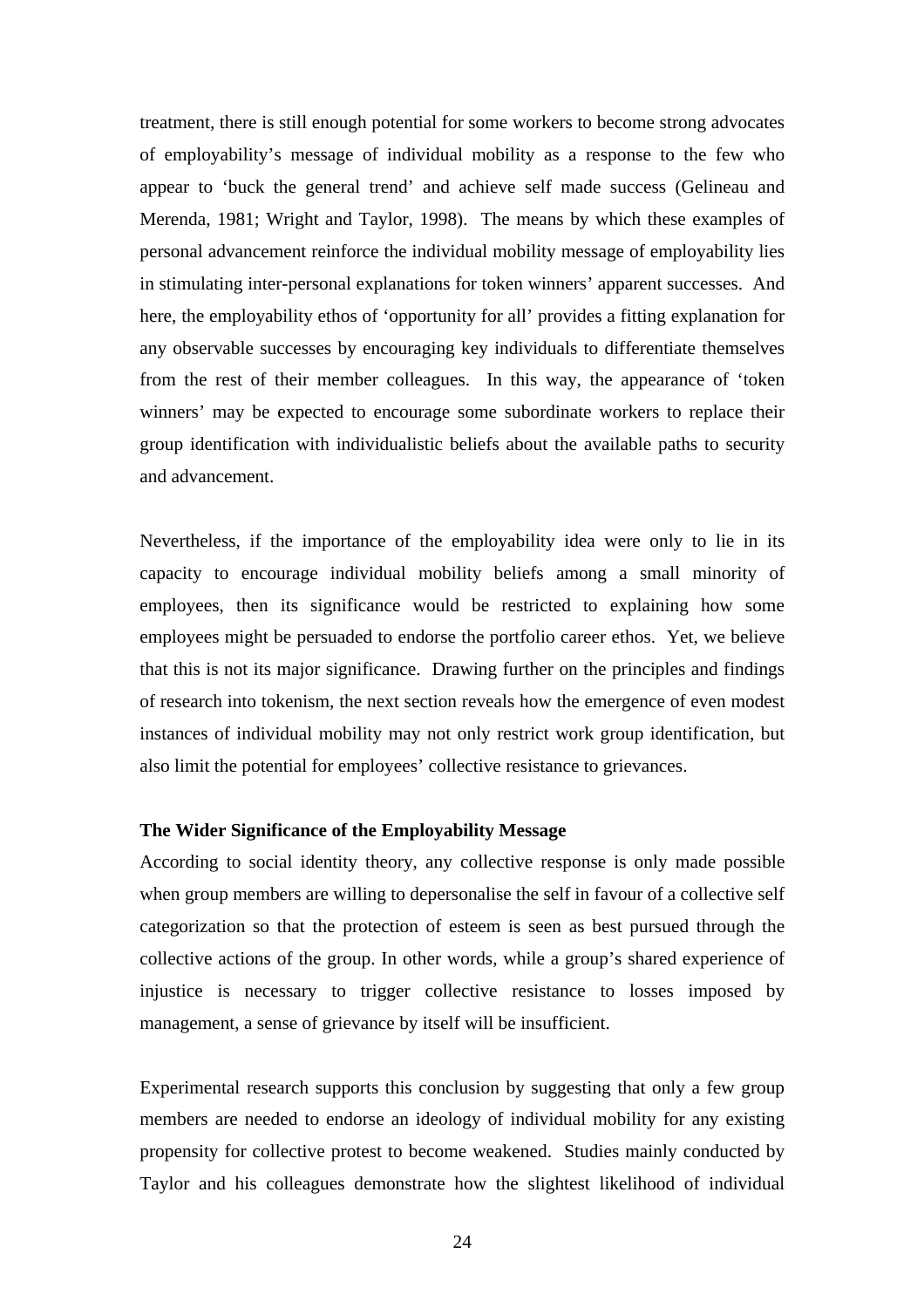treatment, there is still enough potential for some workers to become strong advocates of employability's message of individual mobility as a response to the few who appear to 'buck the general trend' and achieve self made success (Gelineau and Merenda, 1981; Wright and Taylor, 1998). The means by which these examples of personal advancement reinforce the individual mobility message of employability lies in stimulating inter-personal explanations for token winners' apparent successes. And here, the employability ethos of 'opportunity for all' provides a fitting explanation for any observable successes by encouraging key individuals to differentiate themselves from the rest of their member colleagues. In this way, the appearance of 'token winners' may be expected to encourage some subordinate workers to replace their group identification with individualistic beliefs about the available paths to security and advancement.

Nevertheless, if the importance of the employability idea were only to lie in its capacity to encourage individual mobility beliefs among a small minority of employees, then its significance would be restricted to explaining how some employees might be persuaded to endorse the portfolio career ethos. Yet, we believe that this is not its major significance. Drawing further on the principles and findings of research into tokenism, the next section reveals how the emergence of even modest instances of individual mobility may not only restrict work group identification, but also limit the potential for employees' collective resistance to grievances.

**The Wider Significance of the Employability Message**

According to social identity theory, any collective response is only made possible when group members are willing to depersonalise the self in favour of a collective self categorization so that the protection of esteem is seen as best pursued through the collective actions of the group. In other words, while a group's shared experience of injustice is necessary to trigger collective resistance to losses imposed by management, a sense of grievance by itself will be insufficient.

Experimental research supports this conclusion by suggesting that only a few group members are needed to endorse an ideology of individual mobility for any existing propensity for collective protest to become weakened. Studies mainly conducted by Taylor and his colleagues demonstrate how the slightest likelihood of individual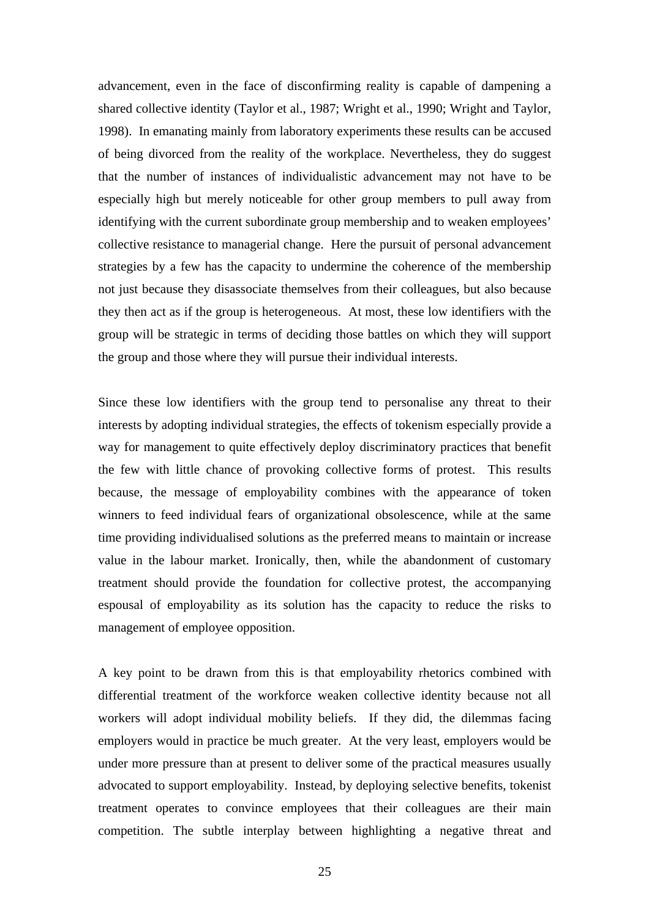advancement, even in the face of disconfirming reality is capable of dampening a shared collective identity (Taylor et al., 1987; Wright et al., 1990; Wright and Taylor, 1998). In emanating mainly from laboratory experiments these results can be accused of being divorced from the reality of the workplace. Nevertheless, they do suggest that the number of instances of individualistic advancement may not have to be especially high but merely noticeable for other group members to pull away from identifying with the current subordinate group membership and to weaken employees' collective resistance to managerial change. Here the pursuit of personal advancement strategies by a few has the capacity to undermine the coherence of the membership not just because they disassociate themselves from their colleagues, but also because they then act as if the group is heterogeneous. At most, these low identifiers with the group will be strategic in terms of deciding those battles on which they will support the group and those where they will pursue their individual interests.

Since these low identifiers with the group tend to personalise any threat to their interests by adopting individual strategies, the effects of tokenism especially provide a way for management to quite effectively deploy discriminatory practices that benefit the few with little chance of provoking collective forms of protest. This results because, the message of employability combines with the appearance of token winners to feed individual fears of organizational obsolescence, while at the same time providing individualised solutions as the preferred means to maintain or increase value in the labour market. Ironically, then, while the abandonment of customary treatment should provide the foundation for collective protest, the accompanying espousal of employability as its solution has the capacity to reduce the risks to management of employee opposition.

A key point to be drawn from this is that employability rhetorics combined with differential treatment of the workforce weaken collective identity because not all workers will adopt individual mobility beliefs. If they did, the dilemmas facing employers would in practice be much greater. At the very least, employers would be under more pressure than at present to deliver some of the practical measures usually advocated to support employability. Instead, by deploying selective benefits, tokenist treatment operates to convince employees that their colleagues are their main competition. The subtle interplay between highlighting a negative threat and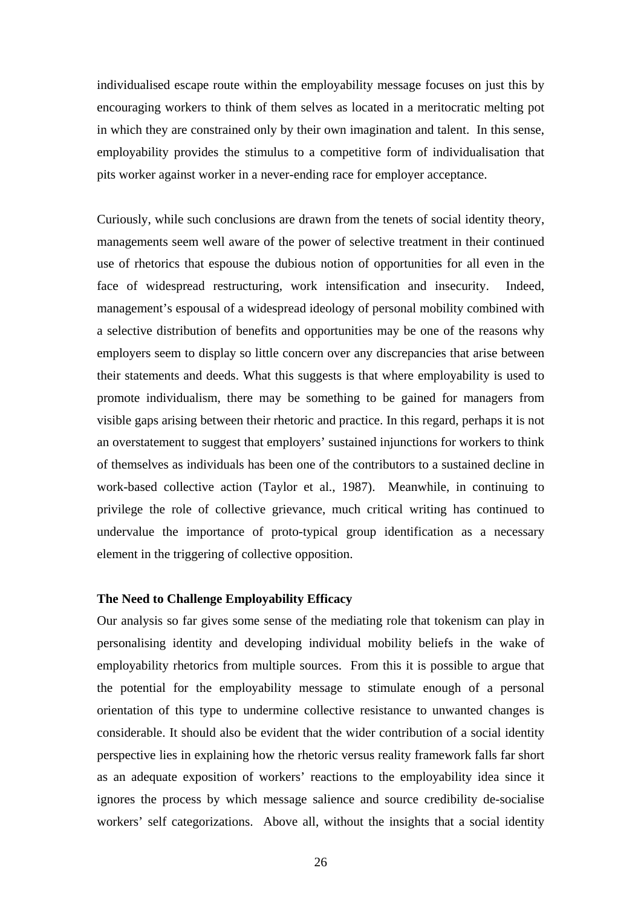individualised escape route within the employability message focuses on just this by encouraging workers to think of them selves as located in a meritocratic melting pot in which they are constrained only by their own imagination and talent. In this sense, employability provides the stimulus to a competitive form of individualisation that pits worker against worker in a never-ending race for employer acceptance.

Curiously, while such conclusions are drawn from the tenets of social identity theory, managements seem well aware of the power of selective treatment in their continued use of rhetorics that espouse the dubious notion of opportunities for all even in the face of widespread restructuring, work intensification and insecurity. Indeed, management's espousal of a widespread ideology of personal mobility combined with a selective distribution of benefits and opportunities may be one of the reasons why employers seem to display so little concern over any discrepancies that arise between their statements and deeds. What this suggests is that where employability is used to promote individualism, there may be something to be gained for managers from visible gaps arising between their rhetoric and practice. In this regard, perhaps it is not an overstatement to suggest that employers' sustained injunctions for workers to think of themselves as individuals has been one of the contributors to a sustained decline in work-based collective action (Taylor et al., 1987). Meanwhile, in continuing to privilege the role of collective grievance, much critical writing has continued to undervalue the importance of proto-typical group identification as a necessary element in the triggering of collective opposition.

**The Need to Challenge Employability Efficacy**

Our analysis so far gives some sense of the mediating role that tokenism can play in personalising identity and developing individual mobility beliefs in the wake of employability rhetorics from multiple sources. From this it is possible to argue that the potential for the employability message to stimulate enough of a personal orientation of this type to undermine collective resistance to unwanted changes is considerable. It should also be evident that the wider contribution of a social identity perspective lies in explaining how the rhetoric versus reality framework falls far short as an adequate exposition of workers' reactions to the employability idea since it ignores the process by which message salience and source credibility de-socialise workers' self categorizations. Above all, without the insights that a social identity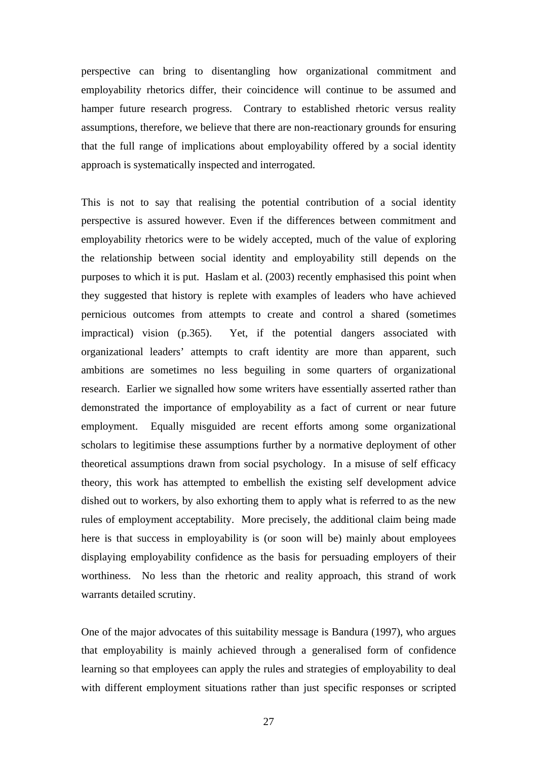perspective can bring to disentangling how organizational commitment and employability rhetorics differ, their coincidence will continue to be assumed and hamper future research progress. Contrary to established rhetoric versus reality assumptions, therefore, we believe that there are non-reactionary grounds for ensuring that the full range of implications about employability offered by a social identity approach is systematically inspected and interrogated.

This is not to say that realising the potential contribution of a social identity perspective is assured however. Even if the differences between commitment and employability rhetorics were to be widely accepted, much of the value of exploring the relationship between social identity and employability still depends on the purposes to which it is put. Haslam et al. (2003) recently emphasised this point when they suggested that history is replete with examples of leaders who have achieved pernicious outcomes from attempts to create and control a shared (sometimes impractical) vision (p.365). Yet, if the potential dangers associated with organizational leaders' attempts to craft identity are more than apparent, such ambitions are sometimes no less beguiling in some quarters of organizational research. Earlier we signalled how some writers have essentially asserted rather than demonstrated the importance of employability as a fact of current or near future employment. Equally misguided are recent efforts among some organizational scholars to legitimise these assumptions further by a normative deployment of other theoretical assumptions drawn from social psychology. In a misuse of self efficacy theory, this work has attempted to embellish the existing self development advice dished out to workers, by also exhorting them to apply what is referred to as the new rules of employment acceptability. More precisely, the additional claim being made here is that success in employability is (or soon will be) mainly about employees displaying employability confidence as the basis for persuading employers of their worthiness. No less than the rhetoric and reality approach, this strand of work warrants detailed scrutiny.

One of the major advocates of this suitability message is Bandura (1997), who argues that employability is mainly achieved through a generalised form of confidence learning so that employees can apply the rules and strategies of employability to deal with different employment situations rather than just specific responses or scripted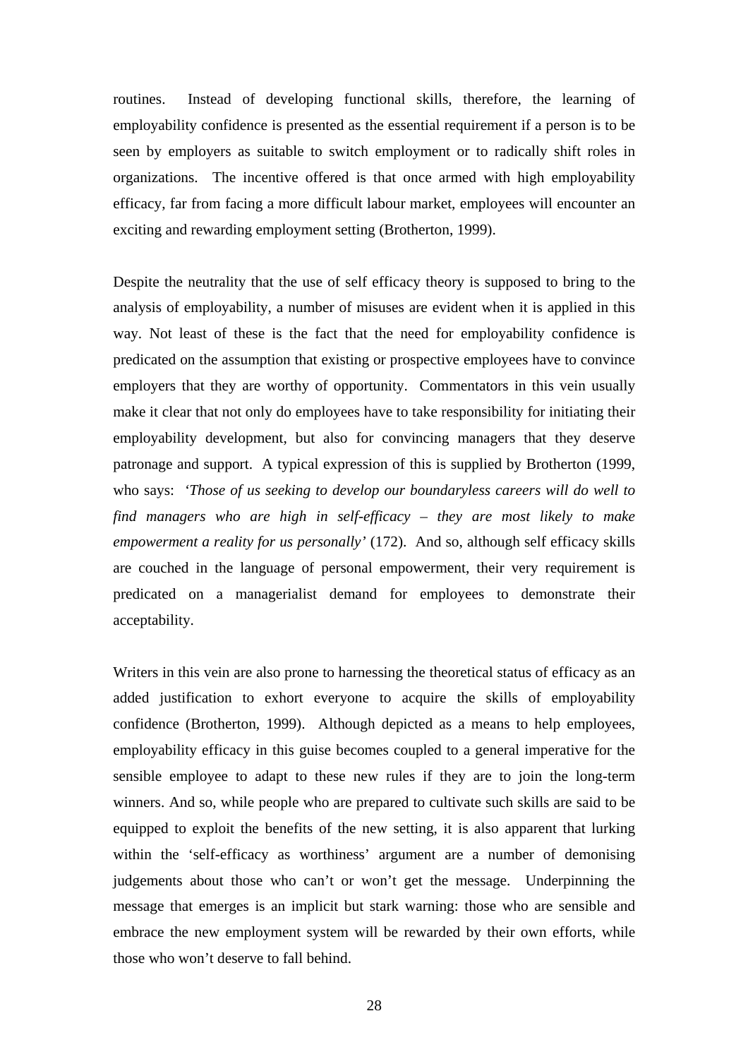routines. Instead of developing functional skills, therefore, the learning of employability confidence is presented as the essential requirement if a person is to be seen by employers as suitable to switch employment or to radically shift roles in organizations. The incentive offered is that once armed with high employability efficacy, far from facing a more difficult labour market, employees will encounter an exciting and rewarding employment setting (Brotherton, 1999).

Despite the neutrality that the use of self efficacy theory is supposed to bring to the analysis of employability, a number of misuses are evident when it is applied in this way. Not least of these is the fact that the need for employability confidence is predicated on the assumption that existing or prospective employees have to convince employers that they are worthy of opportunity. Commentators in this vein usually make it clear that not only do employees have to take responsibility for initiating their employability development, but also for convincing managers that they deserve patronage and support. A typical expression of this is supplied by Brotherton (1999, who says: *'Those of us seeking to develop our boundaryless careers will do well to find managers who are high in self-efficacy – they are most likely to make empowerment a reality for us personally'* (172). And so, although self efficacy skills are couched in the language of personal empowerment, their very requirement is predicated on a managerialist demand for employees to demonstrate their acceptability.

Writers in this vein are also prone to harnessing the theoretical status of efficacy as an added justification to exhort everyone to acquire the skills of employability confidence (Brotherton, 1999). Although depicted as a means to help employees, employability efficacy in this guise becomes coupled to a general imperative for the sensible employee to adapt to these new rules if they are to join the long-term winners. And so, while people who are prepared to cultivate such skills are said to be equipped to exploit the benefits of the new setting, it is also apparent that lurking within the 'self-efficacy as worthiness' argument are a number of demonising judgements about those who can't or won't get the message. Underpinning the message that emerges is an implicit but stark warning: those who are sensible and embrace the new employment system will be rewarded by their own efforts, while those who won't deserve to fall behind.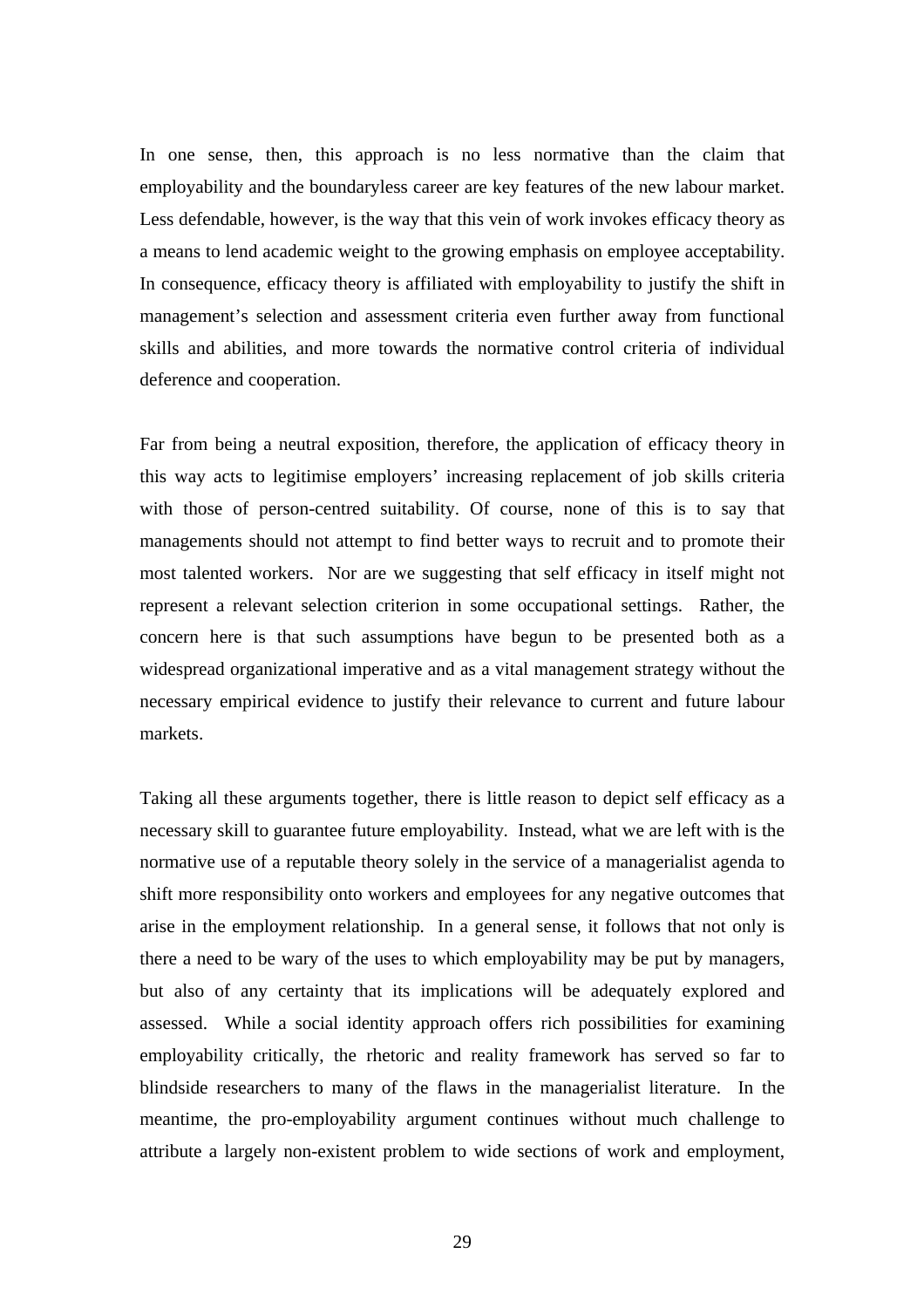In one sense, then, this approach is no less normative than the claim that employability and the boundaryless career are key features of the new labour market. Less defendable, however, is the way that this vein of work invokes efficacy theory as a means to lend academic weight to the growing emphasis on employee acceptability. In consequence, efficacy theory is affiliated with employability to justify the shift in management's selection and assessment criteria even further away from functional skills and abilities, and more towards the normative control criteria of individual deference and cooperation.

Far from being a neutral exposition, therefore, the application of efficacy theory in this way acts to legitimise employers' increasing replacement of job skills criteria with those of person-centred suitability. Of course, none of this is to say that managements should not attempt to find better ways to recruit and to promote their most talented workers. Nor are we suggesting that self efficacy in itself might not represent a relevant selection criterion in some occupational settings. Rather, the concern here is that such assumptions have begun to be presented both as a widespread organizational imperative and as a vital management strategy without the necessary empirical evidence to justify their relevance to current and future labour markets.

Taking all these arguments together, there is little reason to depict self efficacy as a necessary skill to guarantee future employability. Instead, what we are left with is the normative use of a reputable theory solely in the service of a managerialist agenda to shift more responsibility onto workers and employees for any negative outcomes that arise in the employment relationship. In a general sense, it follows that not only is there a need to be wary of the uses to which employability may be put by managers, but also of any certainty that its implications will be adequately explored and assessed. While a social identity approach offers rich possibilities for examining employability critically, the rhetoric and reality framework has served so far to blindside researchers to many of the flaws in the managerialist literature. In the meantime, the pro-employability argument continues without much challenge to attribute a largely non-existent problem to wide sections of work and employment,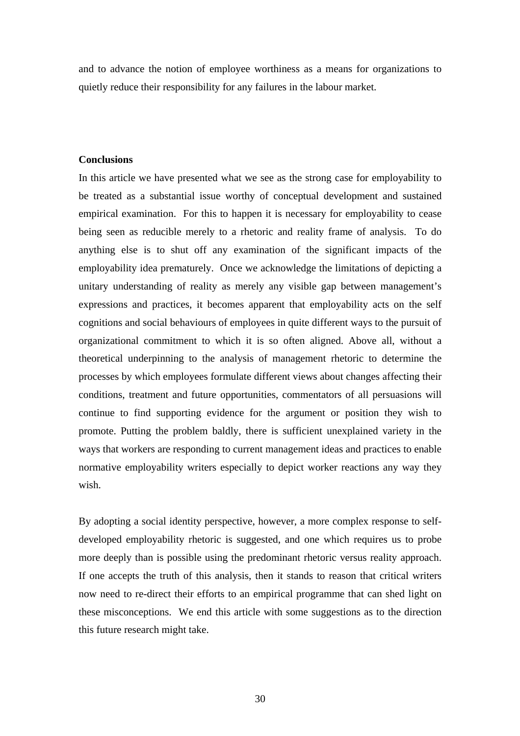and to advance the notion of employee worthiness as a means for organizations to quietly reduce their responsibility for any failures in the labour market.

**Conclusions**

In this article we have presented what we see as the strong case for employability to be treated as a substantial issue worthy of conceptual development and sustained empirical examination. For this to happen it is necessary for employability to cease being seen as reducible merely to a rhetoric and reality frame of analysis. To do anything else is to shut off any examination of the significant impacts of the employability idea prematurely. Once we acknowledge the limitations of depicting a unitary understanding of reality as merely any visible gap between management's expressions and practices, it becomes apparent that employability acts on the self cognitions and social behaviours of employees in quite different ways to the pursuit of organizational commitment to which it is so often aligned. Above all, without a theoretical underpinning to the analysis of management rhetoric to determine the processes by which employees formulate different views about changes affecting their conditions, treatment and future opportunities, commentators of all persuasions will continue to find supporting evidence for the argument or position they wish to promote. Putting the problem baldly, there is sufficient unexplained variety in the ways that workers are responding to current management ideas and practices to enable normative employability writers especially to depict worker reactions any way they wish.

By adopting a social identity perspective, however, a more complex response to self-developed employability rhetoric is suggested, and one which requires us to probe more deeply than is possible using the predominant rhetoric versus reality approach. If one accepts the truth of this analysis, then it stands to reason that critical writers now need to re-direct their efforts to an empirical programme that can shed light on these misconceptions. We end this article with some suggestions as to the direction this future research might take.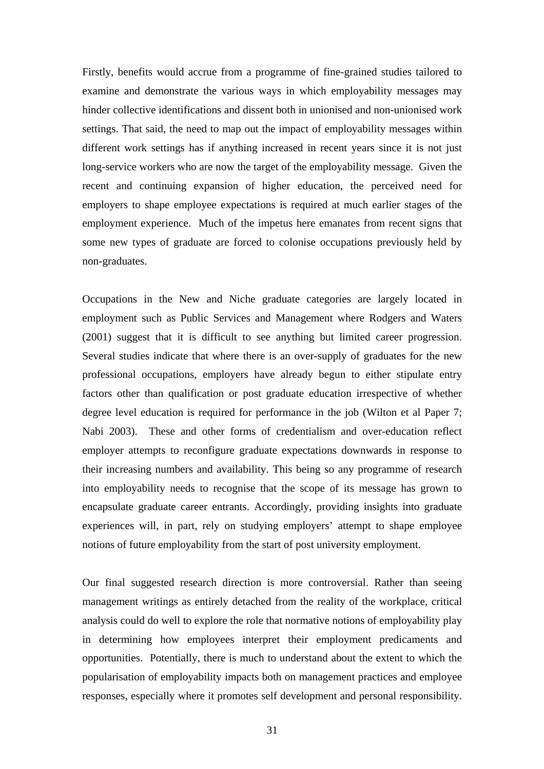Firstly, benefits would accrue from a programme of fine-grained studies tailored to examine and demonstrate the various ways in which employability messages may hinder collective identifications and dissent both in unionised and non-unionised work settings. That said, the need to map out the impact of employability messages within different work settings has if anything increased in recent years since it is not just long-service workers who are now the target of the employability message. Given the recent and continuing expansion of higher education, the perceived need for employers to shape employee expectations is required at much earlier stages of the employment experience. Much of the impetus here emanates from recent signs that some new types of graduate are forced to colonise occupations previously held by non-graduates.

Occupations in the New and Niche graduate categories are largely located in employment such as Public Services and Management where Rodgers and Waters (2001) suggest that it is difficult to see anything but limited career progression. Several studies indicate that where there is an over-supply of graduates for the new professional occupations, employers have already begun to either stipulate entry factors other than qualification or post graduate education irrespective of whether degree level education is required for performance in the job (Wilton et al Paper 7; Nabi 2003). These and other forms of credentialism and over-education reflect employer attempts to reconfigure graduate expectations downwards in response to their increasing numbers and availability. This being so any programme of research into employability needs to recognise that the scope of its message has grown to encapsulate graduate career entrants. Accordingly, providing insights into graduate experiences will, in part, rely on studying employers' attempt to shape employee notions of future employability from the start of post university employment.

Our final suggested research direction is more controversial. Rather than seeing management writings as entirely detached from the reality of the workplace, critical analysis could do well to explore the role that normative notions of employability play in determining how employees interpret their employment predicaments and opportunities. Potentially, there is much to understand about the extent to which the popularisation of employability impacts both on management practices and employee responses, especially where it promotes self development and personal responsibility.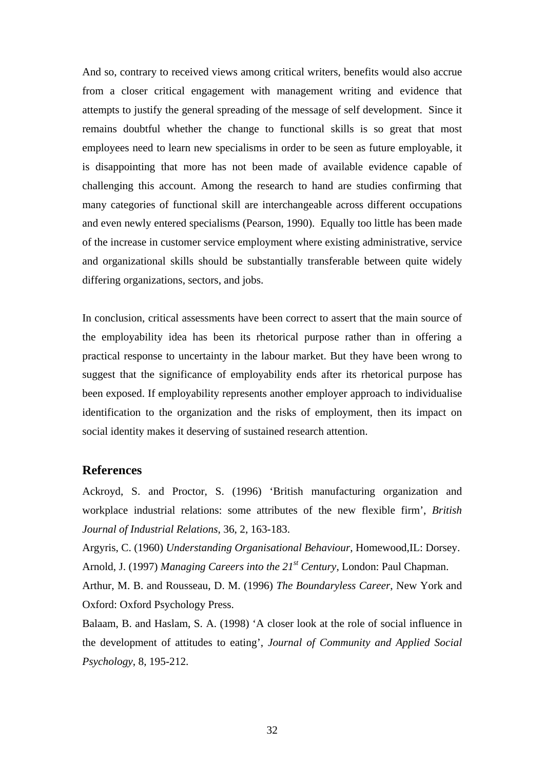And so, contrary to received views among critical writers, benefits would also accrue from a closer critical engagement with management writing and evidence that attempts to justify the general spreading of the message of self development. Since it remains doubtful whether the change to functional skills is so great that most employees need to learn new specialisms in order to be seen as future employable, it is disappointing that more has not been made of available evidence capable of challenging this account. Among the research to hand are studies confirming that many categories of functional skill are interchangeable across different occupations and even newly entered specialisms (Pearson, 1990). Equally too little has been made of the increase in customer service employment where existing administrative, service and organizational skills should be substantially transferable between quite widely differing organizations, sectors, and jobs.

In conclusion, critical assessments have been correct to assert that the main source of the employability idea has been its rhetorical purpose rather than in offering a practical response to uncertainty in the labour market. But they have been wrong to suggest that the significance of employability ends after its rhetorical purpose has been exposed. If employability represents another employer approach to individualise identification to the organization and the risks of employment, then its impact on social identity makes it deserving of sustained research attention.

## References

Ackroyd, S. and Proctor, S. (1996) 'British manufacturing organization and workplace industrial relations: some attributes of the new flexible firm', *British Journal of Industrial Relations*, 36, 2, 163-183.

Argyris, C. (1960) *Understanding Organisational Behaviour*, Homewood,IL: Dorsey.

Arnold, J. (1997) *Managing Careers into the 21st Century*, London: Paul Chapman.

Arthur, M. B. and Rousseau, D. M. (1996) *The Boundaryless Career*, New York and Oxford: Oxford Psychology Press.

Balaam, B. and Haslam, S. A. (1998) 'A closer look at the role of social influence in the development of attitudes to eating', *Journal of Community and Applied Social Psychology*, 8, 195-212.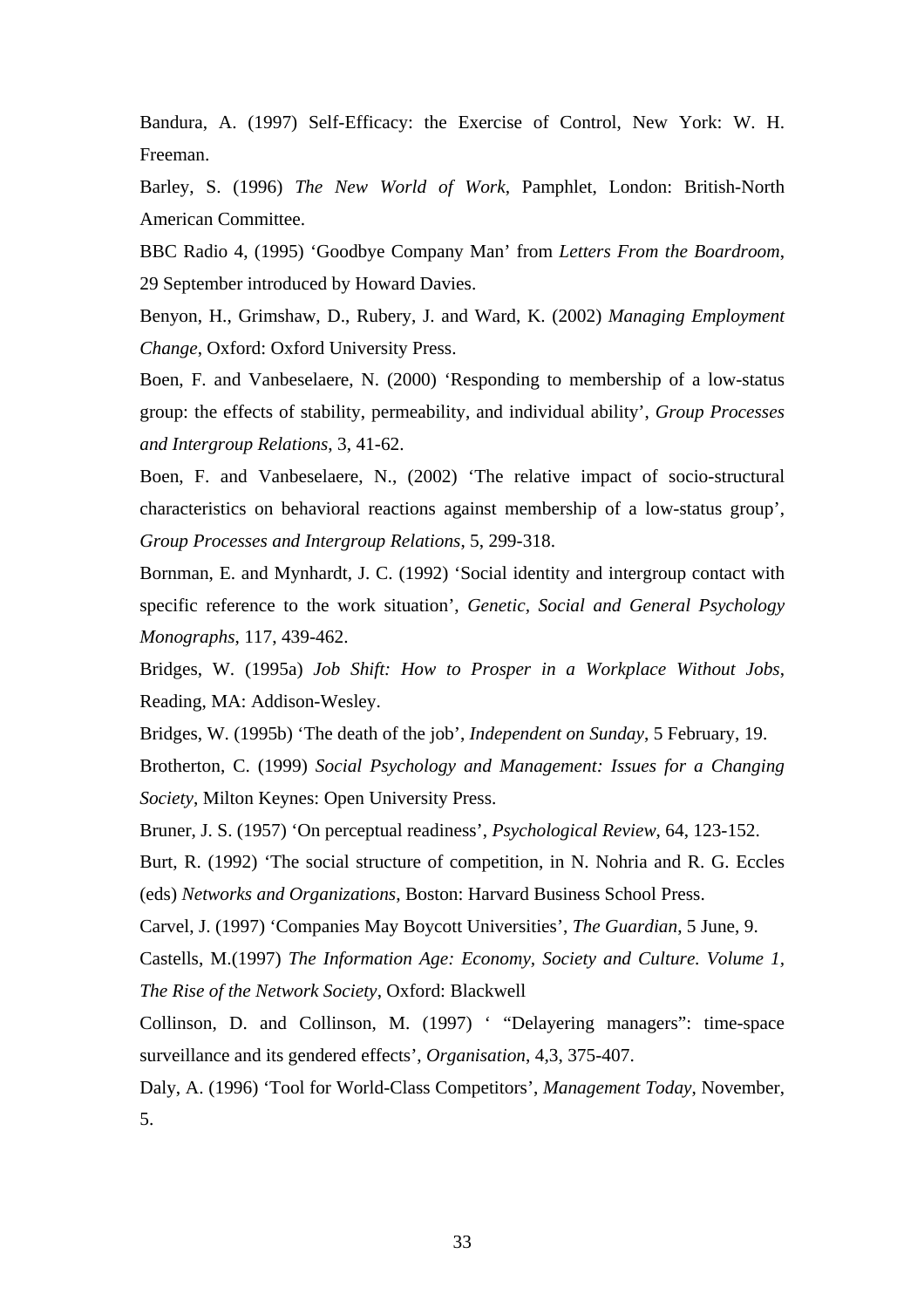Bandura, A. (1997) Self-Efficacy: the Exercise of Control, New York: W. H. Freeman.

Barley, S. (1996) *The New World of Work*, Pamphlet, London: British-North American Committee.

BBC Radio 4, (1995) 'Goodbye Company Man' from *Letters From the Boardroom*, 29 September introduced by Howard Davies.

Benyon, H., Grimshaw, D., Rubery, J. and Ward, K. (2002) *Managing Employment Change*, Oxford: Oxford University Press.

Boen, F. and Vanbeselaere, N. (2000) 'Responding to membership of a low-status group: the effects of stability, permeability, and individual ability', *Group Processes and Intergroup Relations*, 3, 41-62.

Boen, F. and Vanbeselaere, N., (2002) 'The relative impact of socio-structural characteristics on behavioral reactions against membership of a low-status group', *Group Processes and Intergroup Relations*, 5, 299-318.

Bornman, E. and Mynhardt, J. C. (1992) 'Social identity and intergroup contact with specific reference to the work situation', *Genetic, Social and General Psychology Monographs*, 117, 439-462.

Bridges, W. (1995a) *Job Shift: How to Prosper in a Workplace Without Jobs*, Reading, MA: Addison-Wesley.

Bridges, W. (1995b) 'The death of the job', *Independent on Sunday*, 5 February, 19.

Brotherton, C. (1999) *Social Psychology and Management: Issues for a Changing Society*, Milton Keynes: Open University Press.

Bruner, J. S. (1957) 'On perceptual readiness', *Psychological Review*, 64, 123-152.

Burt, R. (1992) 'The social structure of competition, in N. Nohria and R. G. Eccles (eds) *Networks and Organizations*, Boston: Harvard Business School Press.

Carvel, J. (1997) 'Companies May Boycott Universities', *The Guardian*, 5 June, 9.

Castells, M.(1997) *The Information Age: Economy, Society and Culture. Volume 1, The Rise of the Network Society*, Oxford: Blackwell

Collinson, D. and Collinson, M. (1997) ' "Delayering managers": time-space surveillance and its gendered effects', *Organisation*, 4,3, 375-407.

Daly, A. (1996) 'Tool for World-Class Competitors', *Management Today*, November, 5.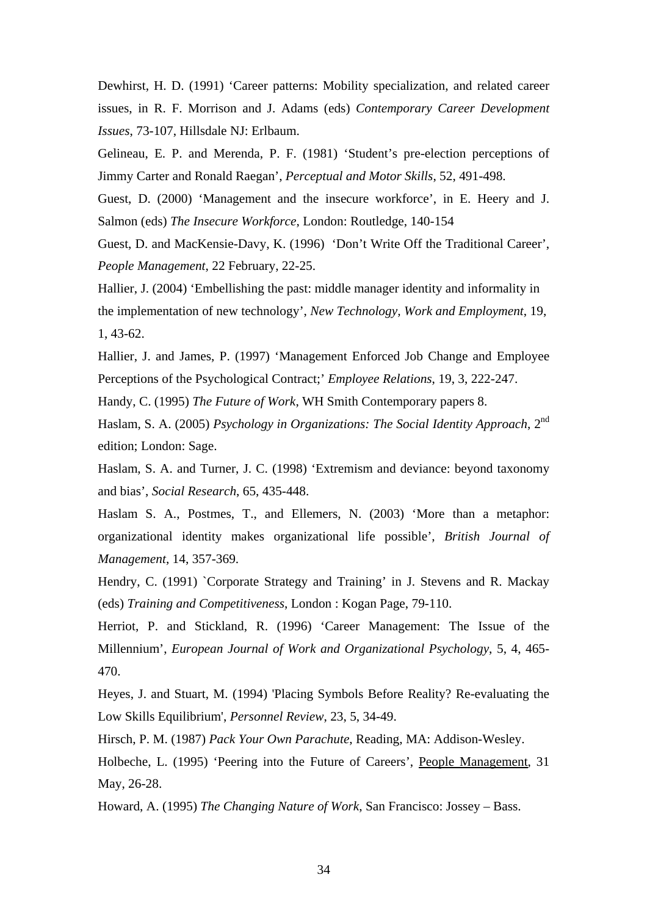Dewhirst, H. D. (1991) ‘Career patterns: Mobility specialization, and related career issues, in R. F. Morrison and J. Adams (eds) *Contemporary Career Development Issues*, 73-107, Hillsdale NJ: Erlbaum.

Gelineau, E. P. and Merenda, P. F. (1981) ‘Student’s pre-election perceptions of Jimmy Carter and Ronald Raegan’, *Perceptual and Motor Skills*, 52, 491-498.

Guest, D. (2000) ‘Management and the insecure workforce’, in E. Heery and J. Salmon (eds) *The Insecure Workforce*, London: Routledge, 140-154

Guest, D. and MacKensie-Davy, K. (1996) ‘Don’t Write Off the Traditional Career’, *People Management*, 22 February, 22-25.

Hallier, J. (2004) ‘Embellishing the past: middle manager identity and informality in the implementation of new technology’, *New Technology, Work and Employment*, 19, 1, 43-62.

Hallier, J. and James, P. (1997) ‘Management Enforced Job Change and Employee Perceptions of the Psychological Contract;’ *Employee Relations*, 19, 3, 222-247.

Handy, C. (1995) *The Future of Work*, WH Smith Contemporary papers 8.

Haslam, S. A. (2005) *Psychology in Organizations: The Social Identity Approach*, 2nd edition; London: Sage.

Haslam, S. A. and Turner, J. C. (1998) ‘Extremism and deviance: beyond taxonomy and bias’, *Social Research*, 65, 435-448.

Haslam S. A., Postmes, T., and Ellemers, N. (2003) ‘More than a metaphor: organizational identity makes organizational life possible’, *British Journal of Management*, 14, 357-369.

Hendry, C. (1991) `Corporate Strategy and Training’ in J. Stevens and R. Mackay (eds) *Training and Competitiveness*, London : Kogan Page, 79-110.

Herriot, P. and Stickland, R. (1996) ‘Career Management: The Issue of the Millennium’, *European Journal of Work and Organizational Psychology*, 5, 4, 465-470.

Heyes, J. and Stuart, M. (1994) 'Placing Symbols Before Reality? Re-evaluating the Low Skills Equilibrium', *Personnel Review*, 23, 5, 34-49.

Hirsch, P. M. (1987) *Pack Your Own Parachute*, Reading, MA: Addison-Wesley.

Holbeche, L. (1995) ‘Peering into the Future of Careers’, People Management, 31 May, 26-28.

Howard, A. (1995) *The Changing Nature of Work*, San Francisco: Jossey – Bass.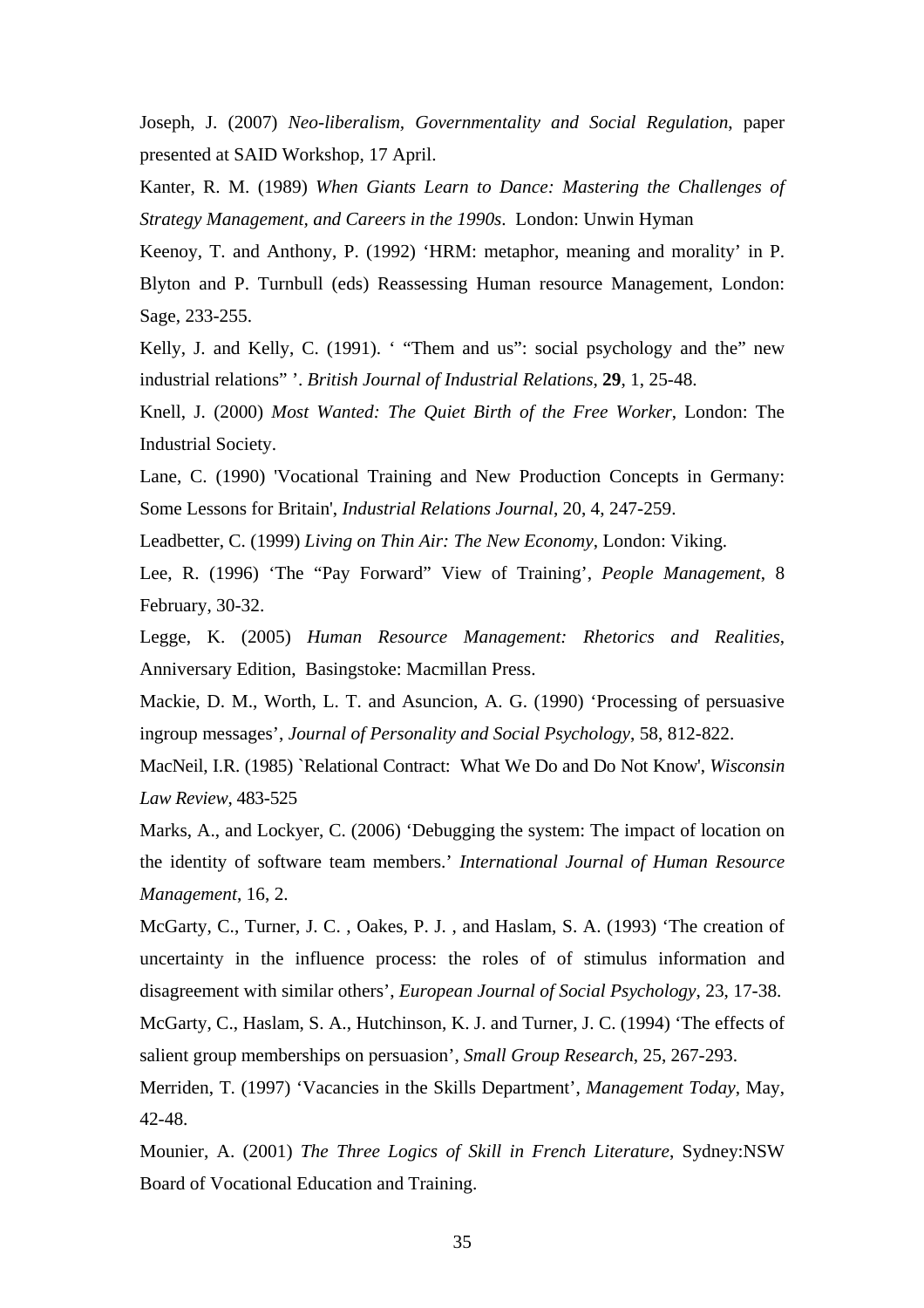Joseph, J. (2007) *Neo-liberalism, Governmentality and Social Regulation,* paper presented at SAID Workshop, 17 April.

Kanter, R. M. (1989) *When Giants Learn to Dance: Mastering the Challenges of Strategy Management, and Careers in the 1990s*. London: Unwin Hyman

Keenoy, T. and Anthony, P. (1992) 'HRM: metaphor, meaning and morality' in P. Blyton and P. Turnbull (eds) Reassessing Human resource Management, London: Sage, 233-255.

Kelly, J. and Kelly, C. (1991). ' "Them and us": social psychology and the" new industrial relations" '. *British Journal of Industrial Relations*, **29**, 1, 25-48.

Knell, J. (2000) *Most Wanted: The Quiet Birth of the Free Worker*, London: The Industrial Society.

Lane, C. (1990) 'Vocational Training and New Production Concepts in Germany: Some Lessons for Britain', *Industrial Relations Journal*, 20, 4, 247-259.

Leadbetter, C. (1999) *Living on Thin Air: The New Economy*, London: Viking.

Lee, R. (1996) 'The "Pay Forward" View of Training', *People Management*, 8 February, 30-32.

Legge, K. (2005) *Human Resource Management: Rhetorics and Realities*, Anniversary Edition, Basingstoke: Macmillan Press.

Mackie, D. M., Worth, L. T. and Asuncion, A. G. (1990) 'Processing of persuasive ingroup messages', *Journal of Personality and Social Psychology*, 58, 812-822.

MacNeil, I.R. (1985) `Relational Contract: What We Do and Do Not Know', *Wisconsin Law Review*, 483-525

Marks, A., and Lockyer, C. (2006) 'Debugging the system: The impact of location on the identity of software team members.' *International Journal of Human Resource Management*, 16, 2.

McGarty, C., Turner, J. C. , Oakes, P. J. , and Haslam, S. A. (1993) 'The creation of uncertainty in the influence process: the roles of of stimulus information and disagreement with similar others', *European Journal of Social Psychology*, 23, 17-38.

McGarty, C., Haslam, S. A., Hutchinson, K. J. and Turner, J. C. (1994) 'The effects of salient group memberships on persuasion', *Small Group Research*, 25, 267-293.

Merriden, T. (1997) 'Vacancies in the Skills Department', *Management Today*, May, 42-48.

Mounier, A. (2001) *The Three Logics of Skill in French Literature*, Sydney:NSW Board of Vocational Education and Training.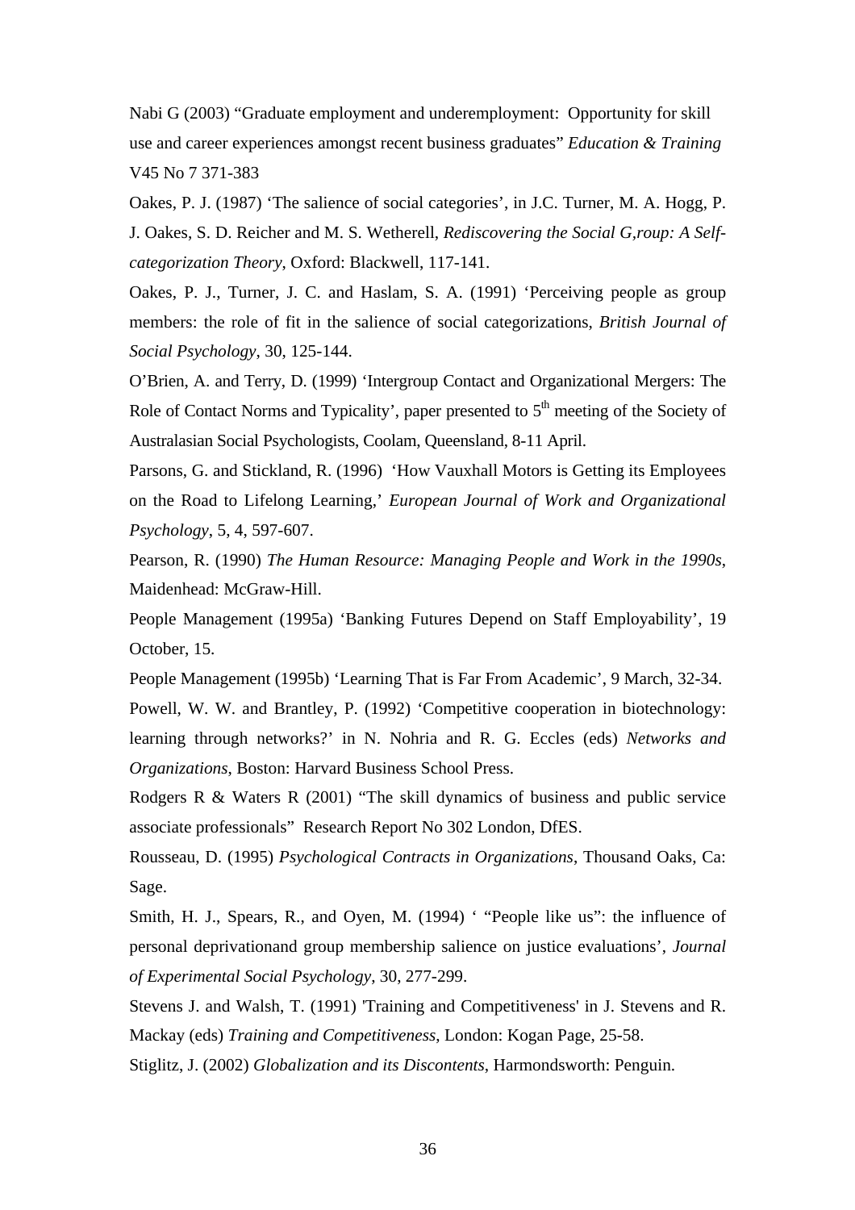Nabi G (2003) "Graduate employment and underemployment: Opportunity for skill use and career experiences amongst recent business graduates" *Education & Training* V45 No 7 371-383

Oakes, P. J. (1987) 'The salience of social categories', in J.C. Turner, M. A. Hogg, P. J. Oakes, S. D. Reicher and M. S. Wetherell, *Rediscovering the Social G,roup: A Self-categorization Theory*, Oxford: Blackwell, 117-141.

Oakes, P. J., Turner, J. C. and Haslam, S. A. (1991) 'Perceiving people as group members: the role of fit in the salience of social categorizations, *British Journal of Social Psychology*, 30, 125-144.

O'Brien, A. and Terry, D. (1999) 'Intergroup Contact and Organizational Mergers: The Role of Contact Norms and Typicality', paper presented to 5th meeting of the Society of Australasian Social Psychologists, Coolam, Queensland, 8-11 April.

Parsons, G. and Stickland, R. (1996) 'How Vauxhall Motors is Getting its Employees on the Road to Lifelong Learning,' *European Journal of Work and Organizational Psychology*, 5, 4, 597-607.

Pearson, R. (1990) *The Human Resource: Managing People and Work in the 1990s*, Maidenhead: McGraw-Hill.

People Management (1995a) 'Banking Futures Depend on Staff Employability', 19 October, 15.

People Management (1995b) 'Learning That is Far From Academic', 9 March, 32-34.

Powell, W. W. and Brantley, P. (1992) 'Competitive cooperation in biotechnology: learning through networks?' in N. Nohria and R. G. Eccles (eds) *Networks and Organizations*, Boston: Harvard Business School Press.

Rodgers R & Waters R (2001) "The skill dynamics of business and public service associate professionals" Research Report No 302 London, DfES.

Rousseau, D. (1995) *Psychological Contracts in Organizations*, Thousand Oaks, Ca: Sage.

Smith, H. J., Spears, R., and Oyen, M. (1994) ' "People like us": the influence of personal deprivationand group membership salience on justice evaluations', *Journal of Experimental Social Psychology*, 30, 277-299.

Stevens J. and Walsh, T. (1991) 'Training and Competitiveness' in J. Stevens and R. Mackay (eds) *Training and Competitiveness*, London: Kogan Page, 25-58.

Stiglitz, J. (2002) *Globalization and its Discontents*, Harmondsworth: Penguin.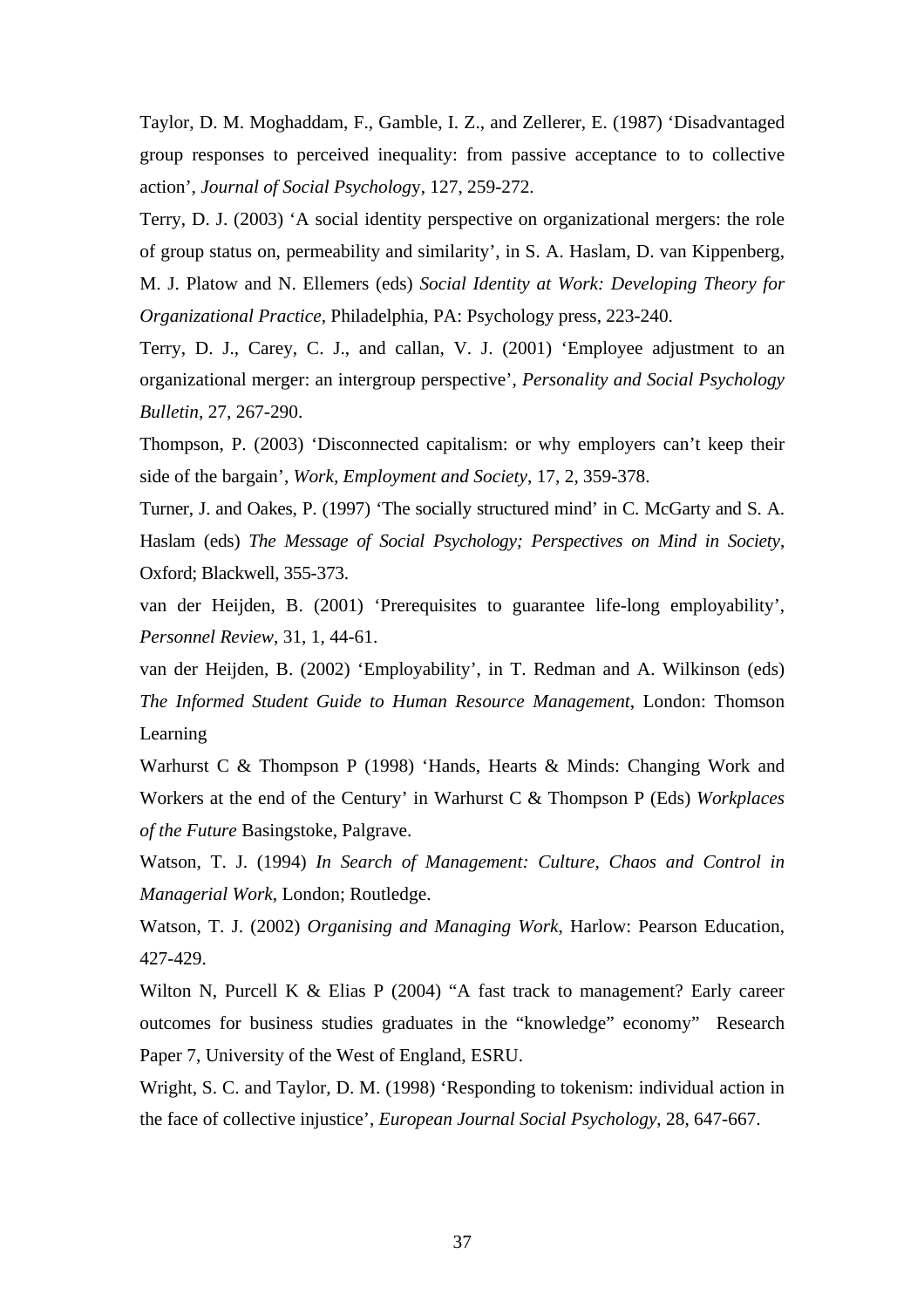Taylor, D. M. Moghaddam, F., Gamble, I. Z., and Zellerer, E. (1987) 'Disadvantaged group responses to perceived inequality: from passive acceptance to to collective action', *Journal of Social Psychology*, 127, 259-272.

Terry, D. J. (2003) 'A social identity perspective on organizational mergers: the role of group status on, permeability and similarity', in S. A. Haslam, D. van Kippenberg, M. J. Platow and N. Ellemers (eds) *Social Identity at Work: Developing Theory for Organizational Practice*, Philadelphia, PA: Psychology press, 223-240.

Terry, D. J., Carey, C. J., and callan, V. J. (2001) 'Employee adjustment to an organizational merger: an intergroup perspective', *Personality and Social Psychology Bulletin*, 27, 267-290.

Thompson, P. (2003) 'Disconnected capitalism: or why employers can't keep their side of the bargain', *Work, Employment and Society*, 17, 2, 359-378.

Turner, J. and Oakes, P. (1997) 'The socially structured mind' in C. McGarty and S. A. Haslam (eds) *The Message of Social Psychology; Perspectives on Mind in Society*, Oxford; Blackwell, 355-373.

van der Heijden, B. (2001) 'Prerequisites to guarantee life-long employability', *Personnel Review*, 31, 1, 44-61.

van der Heijden, B. (2002) 'Employability', in T. Redman and A. Wilkinson (eds) *The Informed Student Guide to Human Resource Management*, London: Thomson Learning

Warhurst C & Thompson P (1998) 'Hands, Hearts & Minds: Changing Work and Workers at the end of the Century' in Warhurst C & Thompson P (Eds) *Workplaces of the Future* Basingstoke, Palgrave.

Watson, T. J. (1994) *In Search of Management: Culture, Chaos and Control in Managerial Work*, London; Routledge.

Watson, T. J. (2002) *Organising and Managing Work*, Harlow: Pearson Education, 427-429.

Wilton N, Purcell K & Elias P (2004) "A fast track to management? Early career outcomes for business studies graduates in the "knowledge" economy" Research Paper 7, University of the West of England, ESRU.

Wright, S. C. and Taylor, D. M. (1998) 'Responding to tokenism: individual action in the face of collective injustice', *European Journal Social Psychology*, 28, 647-667.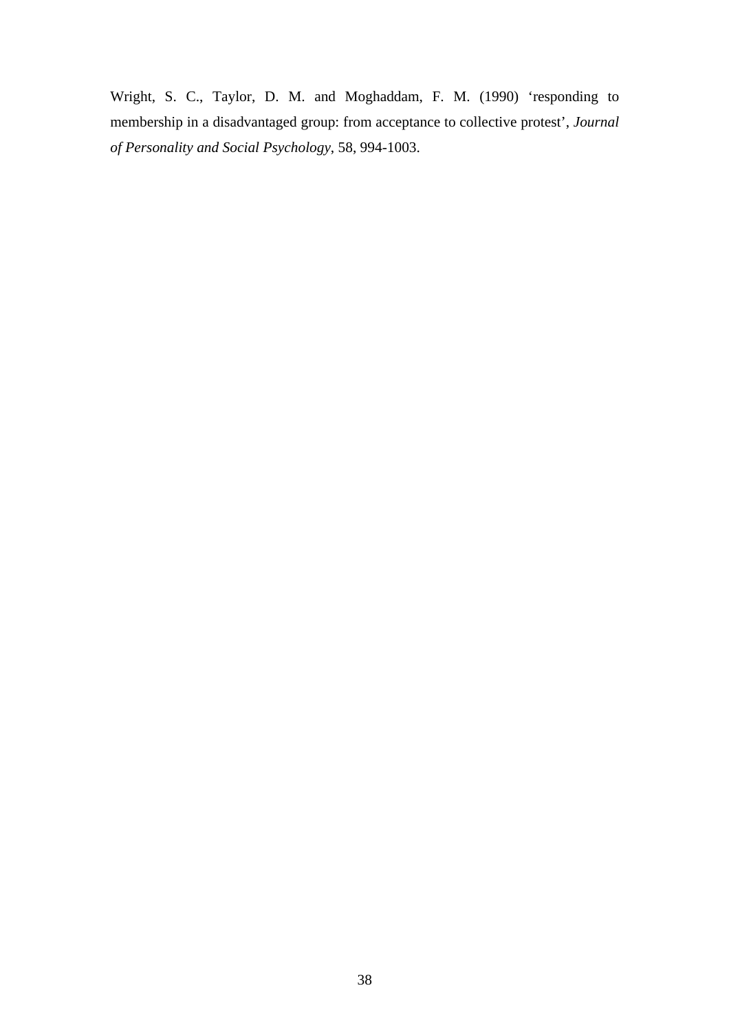Wright, S. C., Taylor, D. M. and Moghaddam, F. M. (1990) ‘responding to membership in a disadvantaged group: from acceptance to collective protest’, *Journal of Personality and Social Psychology*, 58, 994-1003.